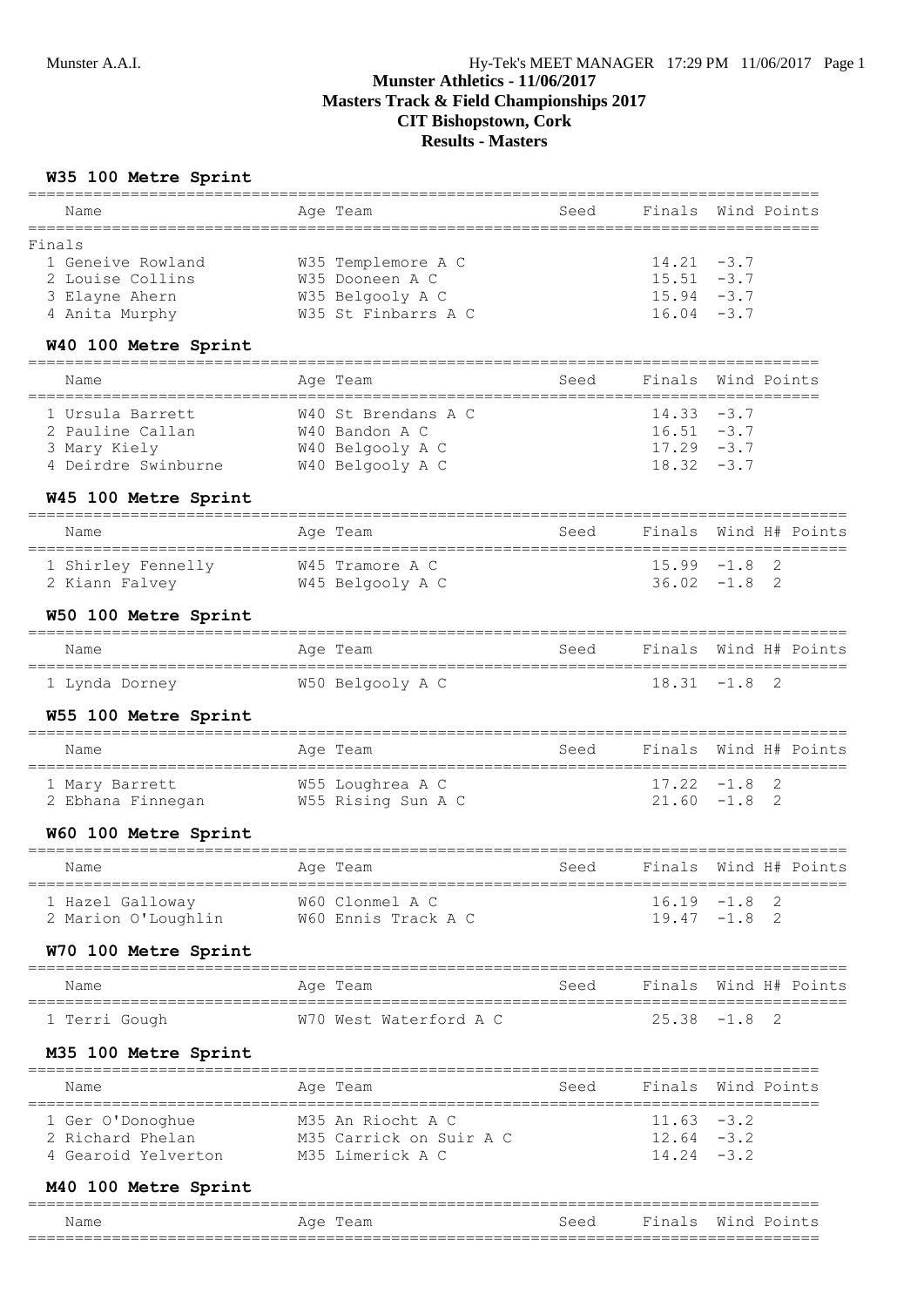# Munster Athletics - 11/06/2017
## Masters Track & Field Championships 2017
### CIT Bishopstown, Cork
### Results - Masters

**W35 100 Metre Sprint**

| Name | Age | Team | Seed | Finals | Wind | Points |
|---|---|---|---|---|---|---|
| **Finals** | | | | | | |
| 1 Geneive Rowland | W35 | Templemore A C | | 14.21 | -3.7 | |
| 2 Louise Collins | W35 | Dooneen A C | | 15.51 | -3.7 | |
| 3 Elayne Ahern | W35 | Belgooly A C | | 15.94 | -3.7 | |
| 4 Anita Murphy | W35 | St Finbarrs A C | | 16.04 | -3.7 | |

**W40 100 Metre Sprint**

| Name | Age | Team | Seed | Finals | Wind | Points |
|---|---|---|---|---|---|---|
| 1 Ursula Barrett | W40 | St Brendans A C | | 14.33 | -3.7 | |
| 2 Pauline Callan | W40 | Bandon A C | | 16.51 | -3.7 | |
| 3 Mary Kiely | W40 | Belgooly A C | | 17.29 | -3.7 | |
| 4 Deirdre Swinburne | W40 | Belgooly A C | | 18.32 | -3.7 | |

**W45 100 Metre Sprint**

| Name | Age | Team | Seed | Finals | Wind | H# | Points |
|---|---|---|---|---|---|---|---|
| 1 Shirley Fennelly | W45 | Tramore A C | | 15.99 | -1.8 | 2 | |
| 2 Kiann Falvey | W45 | Belgooly A C | | 36.02 | -1.8 | 2 | |

**W50 100 Metre Sprint**

| Name | Age | Team | Seed | Finals | Wind | H# | Points |
|---|---|---|---|---|---|---|---|
| 1 Lynda Dorney | W50 | Belgooly A C | | 18.31 | -1.8 | 2 | |

**W55 100 Metre Sprint**

| Name | Age | Team | Seed | Finals | Wind | H# | Points |
|---|---|---|---|---|---|---|---|
| 1 Mary Barrett | W55 | Loughrea A C | | 17.22 | -1.8 | 2 | |
| 2 Ebhana Finnegan | W55 | Rising Sun A C | | 21.60 | -1.8 | 2 | |

**W60 100 Metre Sprint**

| Name | Age | Team | Seed | Finals | Wind | H# | Points |
|---|---|---|---|---|---|---|---|
| 1 Hazel Galloway | W60 | Clonmel A C | | 16.19 | -1.8 | 2 | |
| 2 Marion O'Loughlin | W60 | Ennis Track A C | | 19.47 | -1.8 | 2 | |

**W70 100 Metre Sprint**

| Name | Age | Team | Seed | Finals | Wind | H# | Points |
|---|---|---|---|---|---|---|---|
| 1 Terri Gough | W70 | West Waterford A C | | 25.38 | -1.8 | 2 | |

**M35 100 Metre Sprint**

| Name | Age | Team | Seed | Finals | Wind | Points |
|---|---|---|---|---|---|---|
| 1 Ger O'Donoghue | M35 | An Riocht A C | | 11.63 | -3.2 | |
| 2 Richard Phelan | M35 | Carrick on Suir A C | | 12.64 | -3.2 | |
| 4 Gearoid Yelverton | M35 | Limerick A C | | 14.24 | -3.2 | |

**M40 100 Metre Sprint**

| Name | Age | Team | Seed | Finals | Wind | Points |
|---|---|---|---|---|---|---|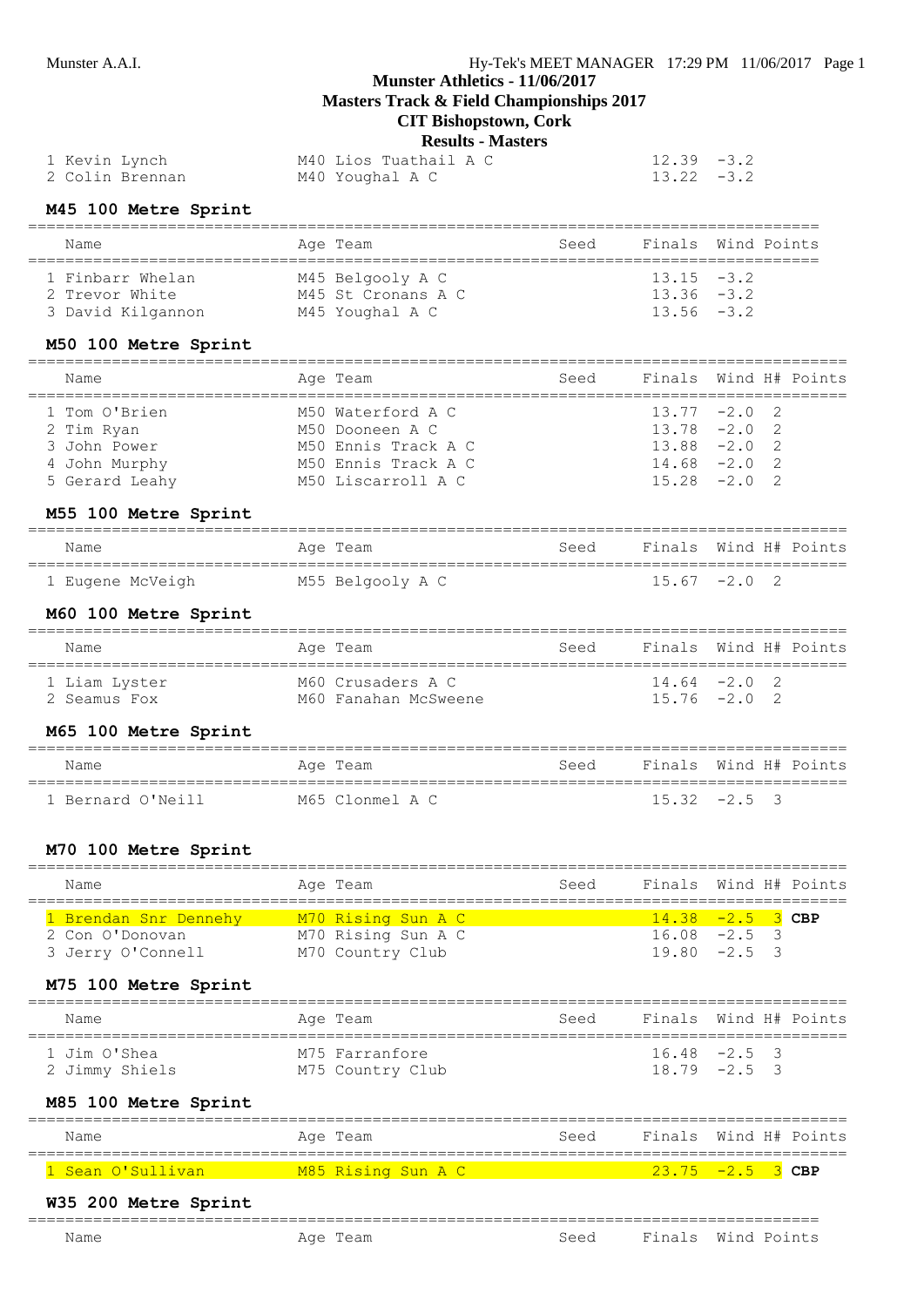**Munster Athletics - 11/06/2017**
**Masters Track & Field Championships 2017**
**CIT Bishopstown, Cork**
**Results - Masters**

| Name | Age | Team | Seed | Finals | Wind | Points |
|---|---|---|---|---|---|---|
| 1 Kevin Lynch | M40 | Lios Tuathail A C | | 12.39 | -3.2 | |
| 2 Colin Brennan | M40 | Youghal A C | | 13.22 | -3.2 | |

### M45 100 Metre Sprint

| Name | Age | Team | Seed | Finals | Wind | Points |
|---|---|---|---|---|---|---|
| 1 Finbarr Whelan | M45 | Belgooly A C | | 13.15 | -3.2 | |
| 2 Trevor White | M45 | St Cronans A C | | 13.36 | -3.2 | |
| 3 David Kilgannon | M45 | Youghal A C | | 13.56 | -3.2 | |

### M50 100 Metre Sprint

| Name | Age | Team | Seed | Finals | Wind | H# | Points |
|---|---|---|---|---|---|---|---|
| 1 Tom O'Brien | M50 | Waterford A C | | 13.77 | -2.0 | 2 | |
| 2 Tim Ryan | M50 | Dooneen A C | | 13.78 | -2.0 | 2 | |
| 3 John Power | M50 | Ennis Track A C | | 13.88 | -2.0 | 2 | |
| 4 John Murphy | M50 | Ennis Track A C | | 14.68 | -2.0 | 2 | |
| 5 Gerard Leahy | M50 | Liscarroll A C | | 15.28 | -2.0 | 2 | |

### M55 100 Metre Sprint

| Name | Age | Team | Seed | Finals | Wind | H# | Points |
|---|---|---|---|---|---|---|---|
| 1 Eugene McVeigh | M55 | Belgooly A C | | 15.67 | -2.0 | 2 | |

### M60 100 Metre Sprint

| Name | Age | Team | Seed | Finals | Wind | H# | Points |
|---|---|---|---|---|---|---|---|
| 1 Liam Lyster | M60 | Crusaders A C | | 14.64 | -2.0 | 2 | |
| 2 Seamus Fox | M60 | Fanahan McSweene | | 15.76 | -2.0 | 2 | |

### M65 100 Metre Sprint

| Name | Age | Team | Seed | Finals | Wind | H# | Points |
|---|---|---|---|---|---|---|---|
| 1 Bernard O'Neill | M65 | Clonmel A C | | 15.32 | -2.5 | 3 | |

### M70 100 Metre Sprint

| Name | Age | Team | Seed | Finals | Wind | H# | Points |
|---|---|---|---|---|---|---|---|
| 1 Brendan Snr Dennehy | M70 | Rising Sun A C | | 14.38 | -2.5 | 3 | **CBP** |
| 2 Con O'Donovan | M70 | Rising Sun A C | | 16.08 | -2.5 | 3 | |
| 3 Jerry O'Connell | M70 | Country Club | | 19.80 | -2.5 | 3 | |

### M75 100 Metre Sprint

| Name | Age | Team | Seed | Finals | Wind | H# | Points |
|---|---|---|---|---|---|---|---|
| 1 Jim O'Shea | M75 | Farranfore | | 16.48 | -2.5 | 3 | |
| 2 Jimmy Shiels | M75 | Country Club | | 18.79 | -2.5 | 3 | |

### M85 100 Metre Sprint

| Name | Age | Team | Seed | Finals | Wind | H# | Points |
|---|---|---|---|---|---|---|---|
| 1 Sean O'Sullivan | M85 | Rising Sun A C | | 23.75 | -2.5 | 3 | **CBP** |

### W35 200 Metre Sprint

| Name | Age | Team | Seed | Finals | Wind | Points |
|---|---|---|---|---|---|---|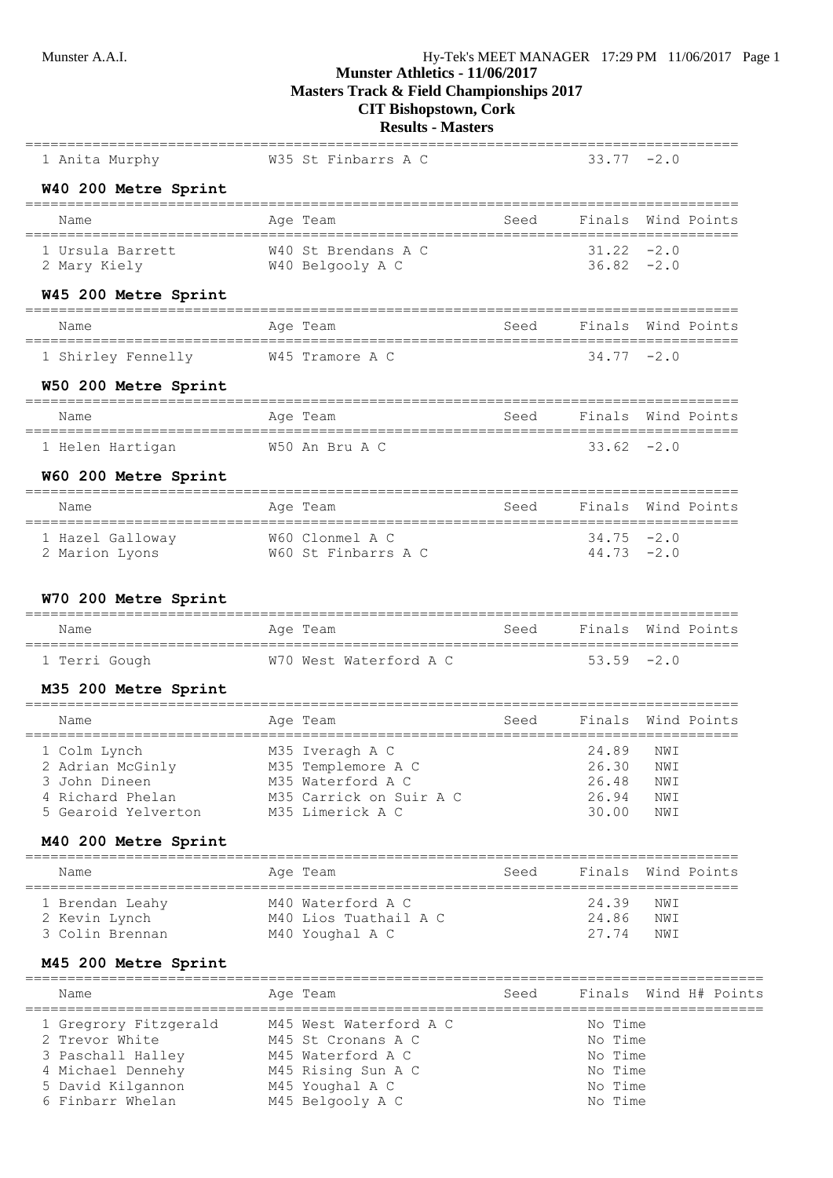Munster A.A.I. — Hy-Tek's MEET MANAGER 17:29 PM 11/06/2017

# Munster Athletics - 11/06/2017
## Masters Track & Field Championships 2017
## CIT Bishopstown, Cork
## Results - Masters

| Name | Age Team | Seed | Finals | Wind | Points |
|---|---|---|---|---|---|
| 1 Anita Murphy | W35 St Finbarrs A C | | 33.77 | -2.0 | |

### W40 200 Metre Sprint

| Name | Age Team | Seed | Finals | Wind | Points |
|---|---|---|---|---|---|
| 1 Ursula Barrett | W40 St Brendans A C | | 31.22 | -2.0 | |
| 2 Mary Kiely | W40 Belgooly A C | | 36.82 | -2.0 | |

### W45 200 Metre Sprint

| Name | Age Team | Seed | Finals | Wind | Points |
|---|---|---|---|---|---|
| 1 Shirley Fennelly | W45 Tramore A C | | 34.77 | -2.0 | |

### W50 200 Metre Sprint

| Name | Age Team | Seed | Finals | Wind | Points |
|---|---|---|---|---|---|
| 1 Helen Hartigan | W50 An Bru A C | | 33.62 | -2.0 | |

### W60 200 Metre Sprint

| Name | Age Team | Seed | Finals | Wind | Points |
|---|---|---|---|---|---|
| 1 Hazel Galloway | W60 Clonmel A C | | 34.75 | -2.0 | |
| 2 Marion Lyons | W60 St Finbarrs A C | | 44.73 | -2.0 | |

### W70 200 Metre Sprint

| Name | Age Team | Seed | Finals | Wind | Points |
|---|---|---|---|---|---|
| 1 Terri Gough | W70 West Waterford A C | | 53.59 | -2.0 | |

### M35 200 Metre Sprint

| Name | Age Team | Seed | Finals | Wind | Points |
|---|---|---|---|---|---|
| 1 Colm Lynch | M35 Iveragh A C | | 24.89 | NWI | |
| 2 Adrian McGinly | M35 Templemore A C | | 26.30 | NWI | |
| 3 John Dineen | M35 Waterford A C | | 26.48 | NWI | |
| 4 Richard Phelan | M35 Carrick on Suir A C | | 26.94 | NWI | |
| 5 Gearoid Yelverton | M35 Limerick A C | | 30.00 | NWI | |

### M40 200 Metre Sprint

| Name | Age Team | Seed | Finals | Wind | Points |
|---|---|---|---|---|---|
| 1 Brendan Leahy | M40 Waterford A C | | 24.39 | NWI | |
| 2 Kevin Lynch | M40 Lios Tuathail A C | | 24.86 | NWI | |
| 3 Colin Brennan | M40 Youghal A C | | 27.74 | NWI | |

### M45 200 Metre Sprint

| Name | Age Team | Seed | Finals | Wind | H# | Points |
|---|---|---|---|---|---|---|
| 1 Gregrory Fitzgerald | M45 West Waterford A C | | No Time | | | |
| 2 Trevor White | M45 St Cronans A C | | No Time | | | |
| 3 Paschall Halley | M45 Waterford A C | | No Time | | | |
| 4 Michael Dennehy | M45 Rising Sun A C | | No Time | | | |
| 5 David Kilgannon | M45 Youghal A C | | No Time | | | |
| 6 Finbarr Whelan | M45 Belgooly A C | | No Time | | | |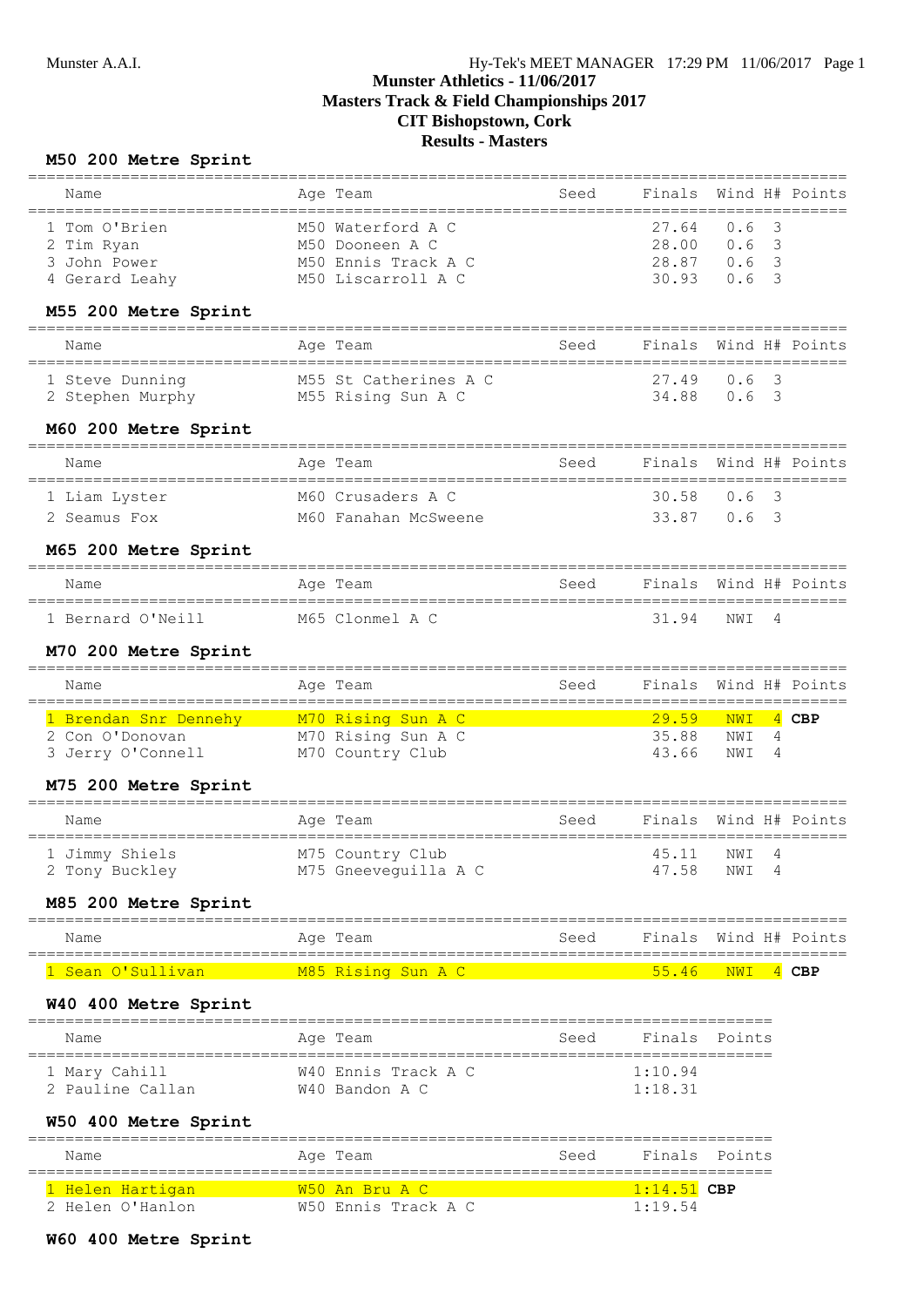# Munster Athletics - 11/06/2017
# Masters Track & Field Championships 2017
# CIT Bishopstown, Cork
# Results - Masters

### M50 200 Metre Sprint

| Name | Age | Team | Seed | Finals | Wind | H# | Points |
|---|---|---|---|---|---|---|---|
| 1 Tom O'Brien | M50 | Waterford A C | | 27.64 | 0.6 | 3 | |
| 2 Tim Ryan | M50 | Dooneen A C | | 28.00 | 0.6 | 3 | |
| 3 John Power | M50 | Ennis Track A C | | 28.87 | 0.6 | 3 | |
| 4 Gerard Leahy | M50 | Liscarroll A C | | 30.93 | 0.6 | 3 | |

### M55 200 Metre Sprint

| Name | Age | Team | Seed | Finals | Wind | H# | Points |
|---|---|---|---|---|---|---|---|
| 1 Steve Dunning | M55 | St Catherines A C | | 27.49 | 0.6 | 3 | |
| 2 Stephen Murphy | M55 | Rising Sun A C | | 34.88 | 0.6 | 3 | |

### M60 200 Metre Sprint

| Name | Age | Team | Seed | Finals | Wind | H# | Points |
|---|---|---|---|---|---|---|---|
| 1 Liam Lyster | M60 | Crusaders A C | | 30.58 | 0.6 | 3 | |
| 2 Seamus Fox | M60 | Fanahan McSweene | | 33.87 | 0.6 | 3 | |

### M65 200 Metre Sprint

| Name | Age | Team | Seed | Finals | Wind | H# | Points |
|---|---|---|---|---|---|---|---|
| 1 Bernard O'Neill | M65 | Clonmel A C | | 31.94 | NWI | 4 | |

### M70 200 Metre Sprint

| Name | Age | Team | Seed | Finals | Wind | H# | Points |
|---|---|---|---|---|---|---|---|
| 1 Brendan Snr Dennehy | M70 | Rising Sun A C | | 29.59 | NWI | 4 | **CBP** |
| 2 Con O'Donovan | M70 | Rising Sun A C | | 35.88 | NWI | 4 | |
| 3 Jerry O'Connell | M70 | Country Club | | 43.66 | NWI | 4 | |

### M75 200 Metre Sprint

| Name | Age | Team | Seed | Finals | Wind | H# | Points |
|---|---|---|---|---|---|---|---|
| 1 Jimmy Shiels | M75 | Country Club | | 45.11 | NWI | 4 | |
| 2 Tony Buckley | M75 | Gneeveguilla A C | | 47.58 | NWI | 4 | |

### M85 200 Metre Sprint

| Name | Age | Team | Seed | Finals | Wind | H# | Points |
|---|---|---|---|---|---|---|---|
| 1 Sean O'Sullivan | M85 | Rising Sun A C | | 55.46 | NWI | 4 | **CBP** |

### W40 400 Metre Sprint

| Name | Age | Team | Seed | Finals | Points |
|---|---|---|---|---|---|
| 1 Mary Cahill | W40 | Ennis Track A C | | 1:10.94 | |
| 2 Pauline Callan | W40 | Bandon A C | | 1:18.31 | |

### W50 400 Metre Sprint

| Name | Age | Team | Seed | Finals | Points |
|---|---|---|---|---|---|
| 1 Helen Hartigan | W50 | An Bru A C | | 1:14.51 | **CBP** |
| 2 Helen O'Hanlon | W50 | Ennis Track A C | | 1:19.54 | |

### W60 400 Metre Sprint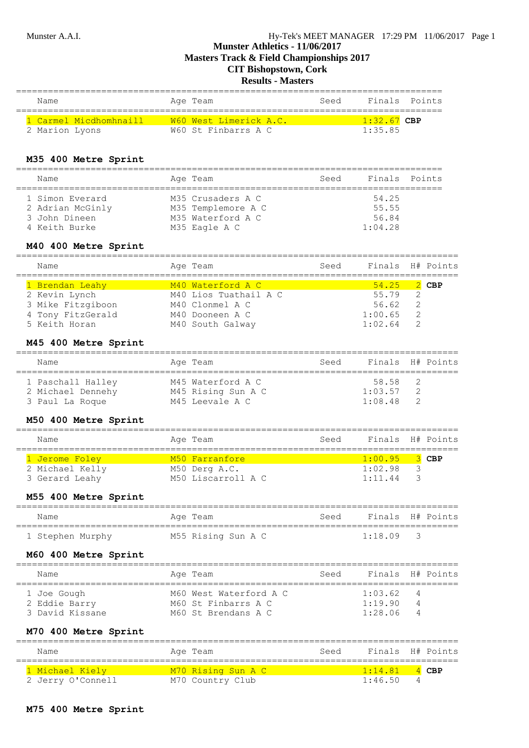Munster Athletics - 11/06/2017
Masters Track & Field Championships 2017
CIT Bishopstown, Cork
Results - Masters

| Name | Age | Team | Seed | Finals | Points |
|---|---|---|---|---|---|
| 1 Carmel Micdhomhnaill | W60 | West Limerick A.C. | | 1:32.67 | CBP |
| 2 Marion Lyons | W60 | St Finbarrs A C | | 1:35.85 | |

### M35 400 Metre Sprint

| Name | Age | Team | Seed | Finals | Points |
|---|---|---|---|---|---|
| 1 Simon Everard | M35 | Crusaders A C | | 54.25 | |
| 2 Adrian McGinly | M35 | Templemore A C | | 55.55 | |
| 3 John Dineen | M35 | Waterford A C | | 56.84 | |
| 4 Keith Burke | M35 | Eagle A C | | 1:04.28 | |

### M40 400 Metre Sprint

| Name | Age | Team | Seed | Finals | H# | Points |
|---|---|---|---|---|---|---|
| 1 Brendan Leahy | M40 | Waterford A C | | 54.25 | 2 | CBP |
| 2 Kevin Lynch | M40 | Lios Tuathail A C | | 55.79 | 2 | |
| 3 Mike Fitzgiboon | M40 | Clonmel A C | | 56.62 | 2 | |
| 4 Tony FitzGerald | M40 | Dooneen A C | | 1:00.65 | 2 | |
| 5 Keith Horan | M40 | South Galway | | 1:02.64 | 2 | |

### M45 400 Metre Sprint

| Name | Age | Team | Seed | Finals | H# | Points |
|---|---|---|---|---|---|---|
| 1 Paschall Halley | M45 | Waterford A C | | 58.58 | 2 | |
| 2 Michael Dennehy | M45 | Rising Sun A C | | 1:03.57 | 2 | |
| 3 Paul La Roque | M45 | Leevale A C | | 1:08.48 | 2 | |

### M50 400 Metre Sprint

| Name | Age | Team | Seed | Finals | H# | Points |
|---|---|---|---|---|---|---|
| 1 Jerome Foley | M50 | Farranfore | | 1:00.95 | 3 | CBP |
| 2 Michael Kelly | M50 | Derg A.C. | | 1:02.98 | 3 | |
| 3 Gerard Leahy | M50 | Liscarroll A C | | 1:11.44 | 3 | |

### M55 400 Metre Sprint

| Name | Age | Team | Seed | Finals | H# | Points |
|---|---|---|---|---|---|---|
| 1 Stephen Murphy | M55 | Rising Sun A C | | 1:18.09 | 3 | |

### M60 400 Metre Sprint

| Name | Age | Team | Seed | Finals | H# | Points |
|---|---|---|---|---|---|---|
| 1 Joe Gough | M60 | West Waterford A C | | 1:03.62 | 4 | |
| 2 Eddie Barry | M60 | St Finbarrs A C | | 1:19.90 | 4 | |
| 3 David Kissane | M60 | St Brendans A C | | 1:28.06 | 4 | |

### M70 400 Metre Sprint

| Name | Age | Team | Seed | Finals | H# | Points |
|---|---|---|---|---|---|---|
| 1 Michael Kiely | M70 | Rising Sun A C | | 1:14.81 | 4 | CBP |
| 2 Jerry O'Connell | M70 | Country Club | | 1:46.50 | 4 | |

### M75 400 Metre Sprint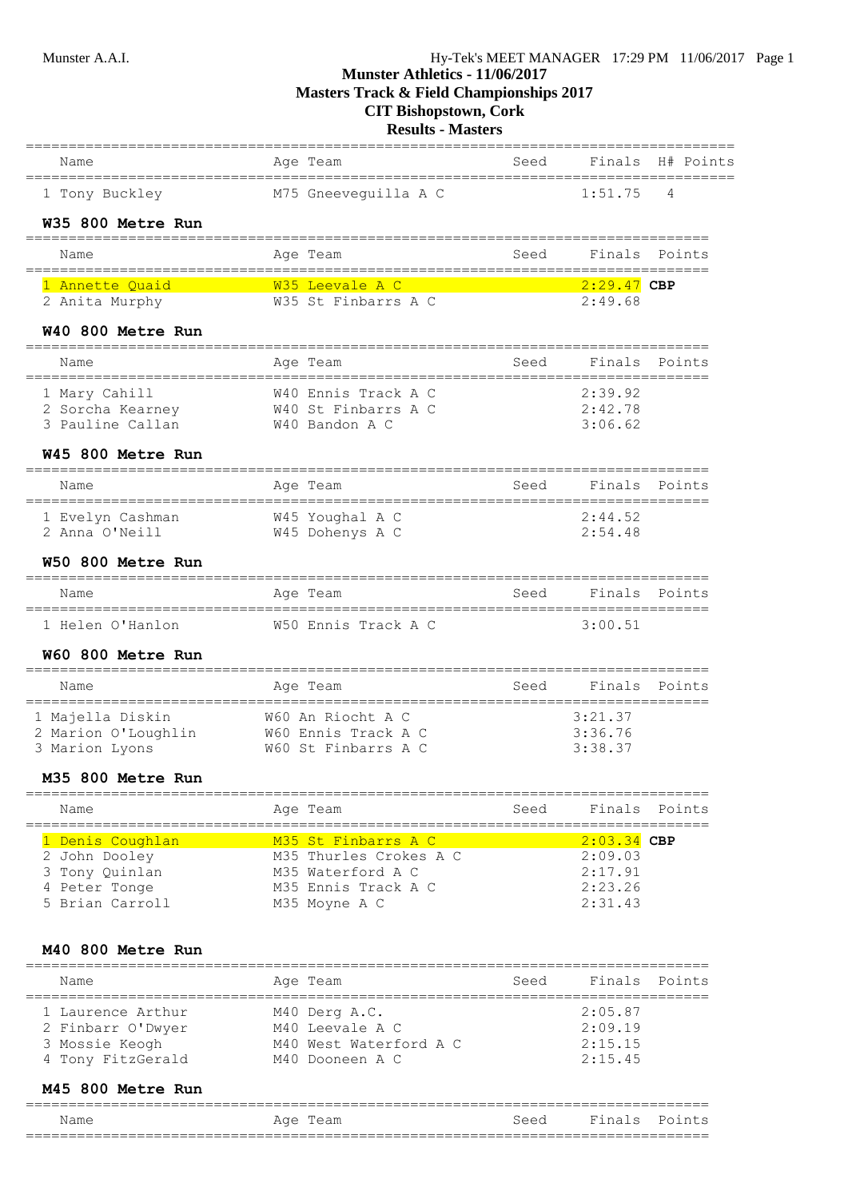# Munster Athletics - 11/06/2017

## Masters Track & Field Championships 2017

## CIT Bishopstown, Cork

## Results - Masters

| Name | Age | Team | Seed | Finals | H# | Points |
|---|---|---|---|---|---|---|
| 1 Tony Buckley | M75 | Gneeveguilla A C | | 1:51.75 | 4 | |

### W35 800 Metre Run

| Name | Age | Team | Seed | Finals | Points |
|---|---|---|---|---|---|
| 1 Annette Quaid | W35 | Leevale A C | | 2:29.47 | **CBP** |
| 2 Anita Murphy | W35 | St Finbarrs A C | | 2:49.68 | |

### W40 800 Metre Run

| Name | Age | Team | Seed | Finals | Points |
|---|---|---|---|---|---|
| 1 Mary Cahill | W40 | Ennis Track A C | | 2:39.92 | |
| 2 Sorcha Kearney | W40 | St Finbarrs A C | | 2:42.78 | |
| 3 Pauline Callan | W40 | Bandon A C | | 3:06.62 | |

### W45 800 Metre Run

| Name | Age | Team | Seed | Finals | Points |
|---|---|---|---|---|---|
| 1 Evelyn Cashman | W45 | Youghal A C | | 2:44.52 | |
| 2 Anna O'Neill | W45 | Dohenys A C | | 2:54.48 | |

### W50 800 Metre Run

| Name | Age | Team | Seed | Finals | Points |
|---|---|---|---|---|---|
| 1 Helen O'Hanlon | W50 | Ennis Track A C | | 3:00.51 | |

### W60 800 Metre Run

| Name | Age | Team | Seed | Finals | Points |
|---|---|---|---|---|---|
| 1 Majella Diskin | W60 | An Riocht A C | | 3:21.37 | |
| 2 Marion O'Loughlin | W60 | Ennis Track A C | | 3:36.76 | |
| 3 Marion Lyons | W60 | St Finbarrs A C | | 3:38.37 | |

### M35 800 Metre Run

| Name | Age | Team | Seed | Finals | Points |
|---|---|---|---|---|---|
| 1 Denis Coughlan | M35 | St Finbarrs A C | | 2:03.34 | **CBP** |
| 2 John Dooley | M35 | Thurles Crokes A C | | 2:09.03 | |
| 3 Tony Quinlan | M35 | Waterford A C | | 2:17.91 | |
| 4 Peter Tonge | M35 | Ennis Track A C | | 2:23.26 | |
| 5 Brian Carroll | M35 | Moyne A C | | 2:31.43 | |

### M40 800 Metre Run

| Name | Age | Team | Seed | Finals | Points |
|---|---|---|---|---|---|
| 1 Laurence Arthur | M40 | Derg A.C. | | 2:05.87 | |
| 2 Finbarr O'Dwyer | M40 | Leevale A C | | 2:09.19 | |
| 3 Mossie Keogh | M40 | West Waterford A C | | 2:15.15 | |
| 4 Tony FitzGerald | M40 | Dooneen A C | | 2:15.45 | |

### M45 800 Metre Run

| Name | Age | Team | Seed | Finals | Points |
|---|---|---|---|---|---|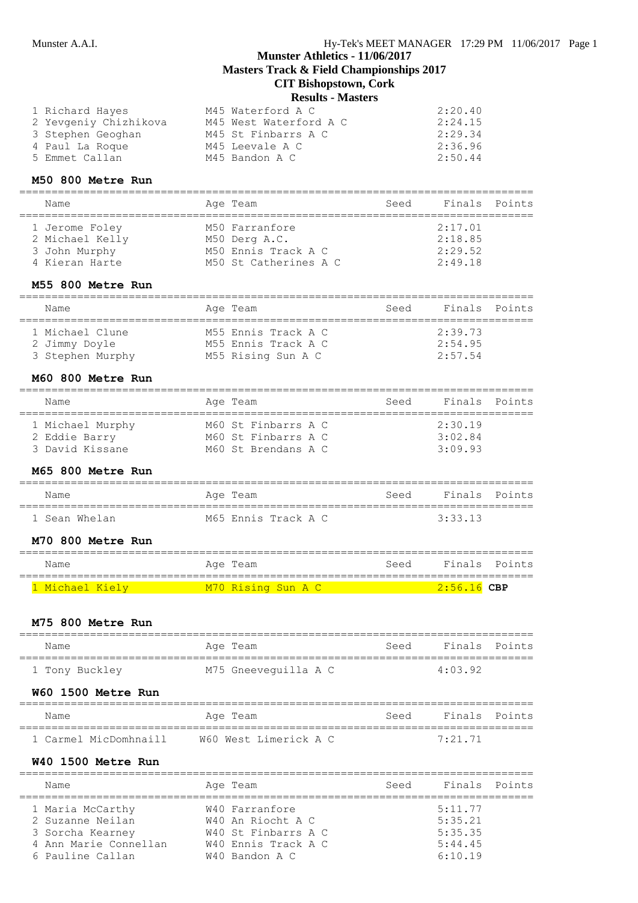# Munster Athletics - 11/06/2017
## Masters Track & Field Championships 2017
## CIT Bishopstown, Cork
## Results - Masters

| Name | Age | Team | Seed | Finals | Points |
|---|---|---|---|---|---|
| 1 Richard Hayes | M45 | Waterford A C | | 2:20.40 | |
| 2 Yevgeniy Chizhikova | M45 | West Waterford A C | | 2:24.15 | |
| 3 Stephen Geoghan | M45 | St Finbarrs A C | | 2:29.34 | |
| 4 Paul La Roque | M45 | Leevale A C | | 2:36.96 | |
| 5 Emmet Callan | M45 | Bandon A C | | 2:50.44 | |

### M50 800 Metre Run

| Name | Age | Team | Seed | Finals | Points |
|---|---|---|---|---|---|
| 1 Jerome Foley | M50 | Farranfore | | 2:17.01 | |
| 2 Michael Kelly | M50 | Derg A.C. | | 2:18.85 | |
| 3 John Murphy | M50 | Ennis Track A C | | 2:29.52 | |
| 4 Kieran Harte | M50 | St Catherines A C | | 2:49.18 | |

### M55 800 Metre Run

| Name | Age | Team | Seed | Finals | Points |
|---|---|---|---|---|---|
| 1 Michael Clune | M55 | Ennis Track A C | | 2:39.73 | |
| 2 Jimmy Doyle | M55 | Ennis Track A C | | 2:54.95 | |
| 3 Stephen Murphy | M55 | Rising Sun A C | | 2:57.54 | |

### M60 800 Metre Run

| Name | Age | Team | Seed | Finals | Points |
|---|---|---|---|---|---|
| 1 Michael Murphy | M60 | St Finbarrs A C | | 2:30.19 | |
| 2 Eddie Barry | M60 | St Finbarrs A C | | 3:02.84 | |
| 3 David Kissane | M60 | St Brendans A C | | 3:09.93 | |

### M65 800 Metre Run

| Name | Age | Team | Seed | Finals | Points |
|---|---|---|---|---|---|
| 1 Sean Whelan | M65 | Ennis Track A C | | 3:33.13 | |

### M70 800 Metre Run

| Name | Age | Team | Seed | Finals | Points |
|---|---|---|---|---|---|
| 1 Michael Kiely | M70 | Rising Sun A C | | 2:56.16 **CBP** | |

### M75 800 Metre Run

| Name | Age | Team | Seed | Finals | Points |
|---|---|---|---|---|---|
| 1 Tony Buckley | M75 | Gneeveguilla A C | | 4:03.92 | |

### W60 1500 Metre Run

| Name | Age | Team | Seed | Finals | Points |
|---|---|---|---|---|---|
| 1 Carmel MicDomhnaill | W60 | West Limerick A C | | 7:21.71 | |

### W40 1500 Metre Run

| Name | Age | Team | Seed | Finals | Points |
|---|---|---|---|---|---|
| 1 Maria McCarthy | W40 | Farranfore | | 5:11.77 | |
| 2 Suzanne Neilan | W40 | An Riocht A C | | 5:35.21 | |
| 3 Sorcha Kearney | W40 | St Finbarrs A C | | 5:35.35 | |
| 4 Ann Marie Connellan | W40 | Ennis Track A C | | 5:44.45 | |
| 6 Pauline Callan | W40 | Bandon A C | | 6:10.19 | |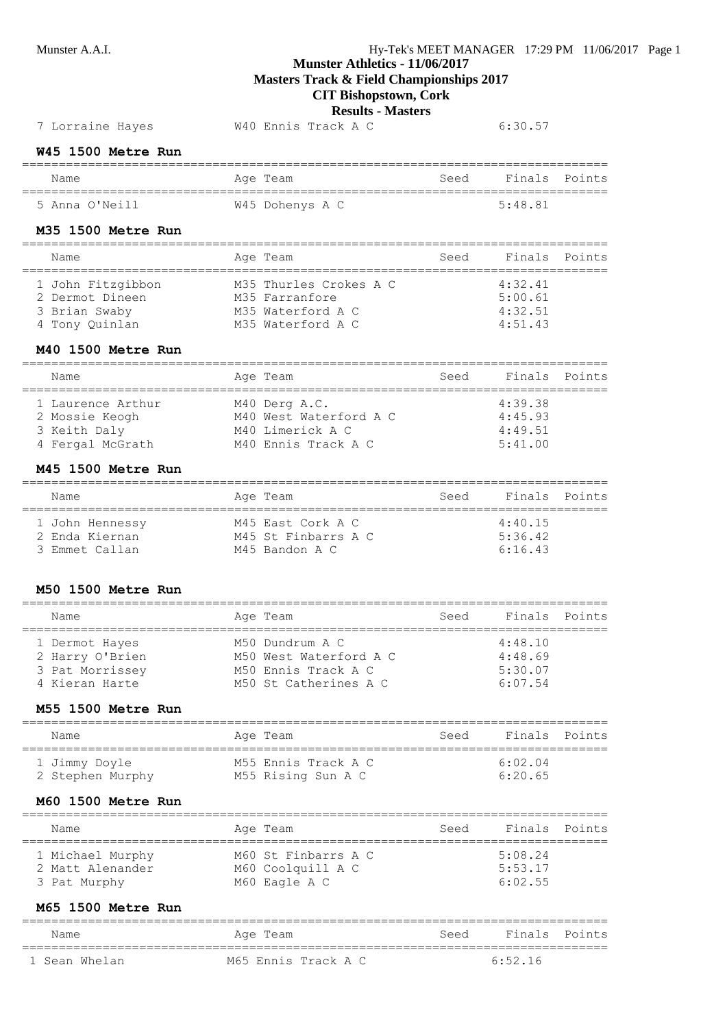| Name | Age | Team | Seed | Finals | Points |
|---|---|---|---|---|---|
| 7 Lorraine Hayes | W40 | Ennis Track A C | | 6:30.57 | |

**W45 1500 Metre Run**

| Name | Age | Team | Seed | Finals | Points |
|---|---|---|---|---|---|
| 5 Anna O'Neill | W45 | Dohenys A C | | 5:48.81 | |

**M35 1500 Metre Run**

| Name | Age | Team | Seed | Finals | Points |
|---|---|---|---|---|---|
| 1 John Fitzgibbon | M35 | Thurles Crokes A C | | 4:32.41 | |
| 2 Dermot Dineen | M35 | Farranfore | | 5:00.61 | |
| 3 Brian Swaby | M35 | Waterford A C | | 4:32.51 | |
| 4 Tony Quinlan | M35 | Waterford A C | | 4:51.43 | |

**M40 1500 Metre Run**

| Name | Age | Team | Seed | Finals | Points |
|---|---|---|---|---|---|
| 1 Laurence Arthur | M40 | Derg A.C. | | 4:39.38 | |
| 2 Mossie Keogh | M40 | West Waterford A C | | 4:45.93 | |
| 3 Keith Daly | M40 | Limerick A C | | 4:49.51 | |
| 4 Fergal McGrath | M40 | Ennis Track A C | | 5:41.00 | |

**M45 1500 Metre Run**

| Name | Age | Team | Seed | Finals | Points |
|---|---|---|---|---|---|
| 1 John Hennessy | M45 | East Cork A C | | 4:40.15 | |
| 2 Enda Kiernan | M45 | St Finbarrs A C | | 5:36.42 | |
| 3 Emmet Callan | M45 | Bandon A C | | 6:16.43 | |

**M50 1500 Metre Run**

| Name | Age | Team | Seed | Finals | Points |
|---|---|---|---|---|---|
| 1 Dermot Hayes | M50 | Dundrum A C | | 4:48.10 | |
| 2 Harry O'Brien | M50 | West Waterford A C | | 4:48.69 | |
| 3 Pat Morrissey | M50 | Ennis Track A C | | 5:30.07 | |
| 4 Kieran Harte | M50 | St Catherines A C | | 6:07.54 | |

**M55 1500 Metre Run**

| Name | Age | Team | Seed | Finals | Points |
|---|---|---|---|---|---|
| 1 Jimmy Doyle | M55 | Ennis Track A C | | 6:02.04 | |
| 2 Stephen Murphy | M55 | Rising Sun A C | | 6:20.65 | |

**M60 1500 Metre Run**

| Name | Age | Team | Seed | Finals | Points |
|---|---|---|---|---|---|
| 1 Michael Murphy | M60 | St Finbarrs A C | | 5:08.24 | |
| 2 Matt Alenander | M60 | Coolquill A C | | 5:53.17 | |
| 3 Pat Murphy | M60 | Eagle A C | | 6:02.55 | |

**M65 1500 Metre Run**

| Name | Age | Team | Seed | Finals | Points |
|---|---|---|---|---|---|
| 1 Sean Whelan | M65 | Ennis Track A C | | 6:52.16 | |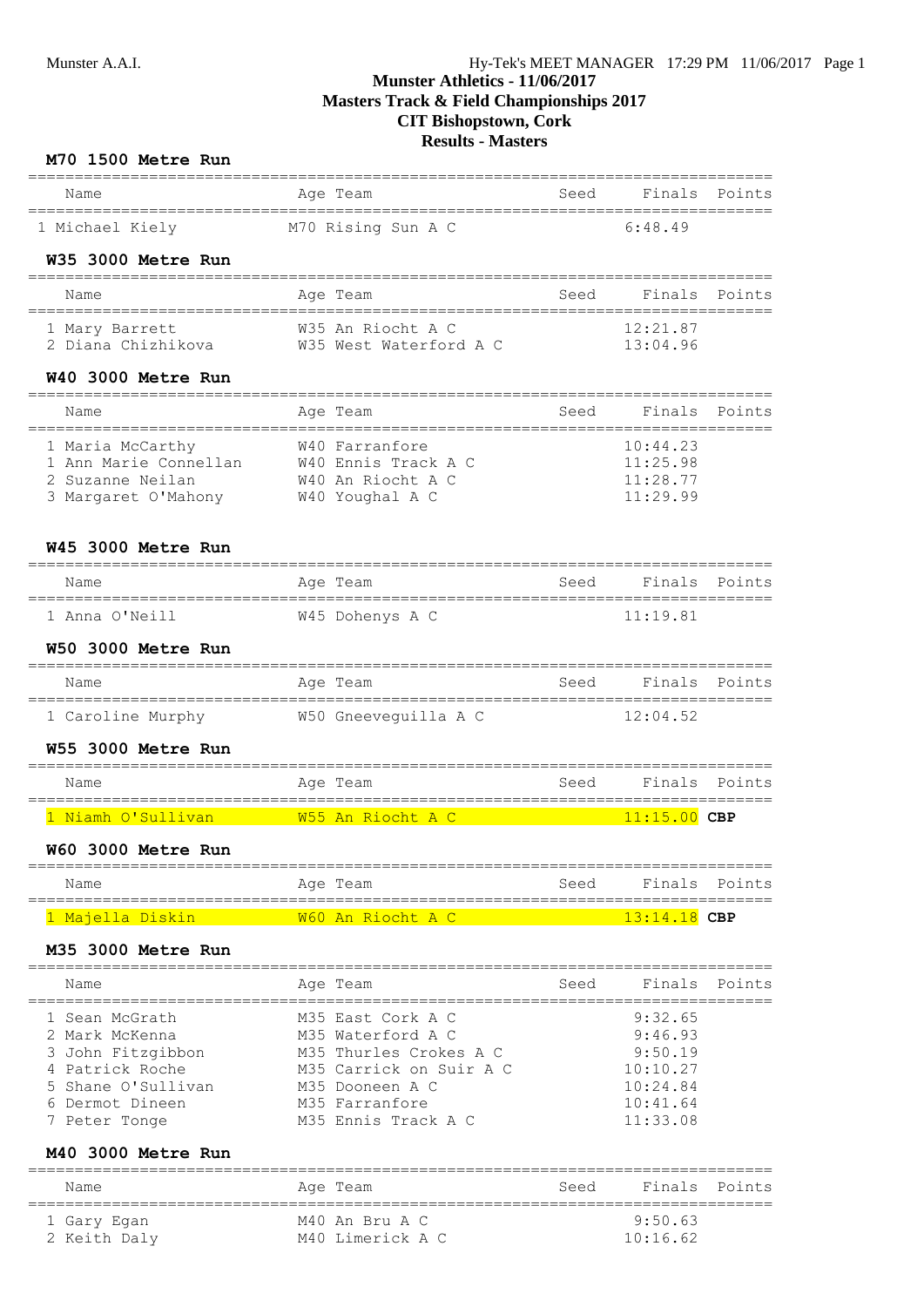# Munster Athletics - 11/06/2017
# Masters Track & Field Championships 2017
# CIT Bishopstown, Cork
# Results - Masters

### M70 1500 Metre Run

| Name | Age | Team | Seed | Finals | Points |
|---|---|---|---|---|---|
| 1 Michael Kiely | M70 | Rising Sun A C | | 6:48.49 | |

### W35 3000 Metre Run

| Name | Age | Team | Seed | Finals | Points |
|---|---|---|---|---|---|
| 1 Mary Barrett | W35 | An Riocht A C | | 12:21.87 | |
| 2 Diana Chizhikova | W35 | West Waterford A C | | 13:04.96 | |

### W40 3000 Metre Run

| Name | Age | Team | Seed | Finals | Points |
|---|---|---|---|---|---|
| 1 Maria McCarthy | W40 | Farranfore | | 10:44.23 | |
| 1 Ann Marie Connellan | W40 | Ennis Track A C | | 11:25.98 | |
| 2 Suzanne Neilan | W40 | An Riocht A C | | 11:28.77 | |
| 3 Margaret O'Mahony | W40 | Youghal A C | | 11:29.99 | |

### W45 3000 Metre Run

| Name | Age | Team | Seed | Finals | Points |
|---|---|---|---|---|---|
| 1 Anna O'Neill | W45 | Dohenys A C | | 11:19.81 | |

### W50 3000 Metre Run

| Name | Age | Team | Seed | Finals | Points |
|---|---|---|---|---|---|
| 1 Caroline Murphy | W50 | Gneeveguilla A C | | 12:04.52 | |

### W55 3000 Metre Run

| Name | Age | Team | Seed | Finals | Points |
|---|---|---|---|---|---|
| 1 Niamh O'Sullivan | W55 | An Riocht A C | | 11:15.00 **CBP** | |

### W60 3000 Metre Run

| Name | Age | Team | Seed | Finals | Points |
|---|---|---|---|---|---|
| 1 Majella Diskin | W60 | An Riocht A C | | 13:14.18 **CBP** | |

### M35 3000 Metre Run

| Name | Age | Team | Seed | Finals | Points |
|---|---|---|---|---|---|
| 1 Sean McGrath | M35 | East Cork A C | | 9:32.65 | |
| 2 Mark McKenna | M35 | Waterford A C | | 9:46.93 | |
| 3 John Fitzgibbon | M35 | Thurles Crokes A C | | 9:50.19 | |
| 4 Patrick Roche | M35 | Carrick on Suir A C | | 10:10.27 | |
| 5 Shane O'Sullivan | M35 | Dooneen A C | | 10:24.84 | |
| 6 Dermot Dineen | M35 | Farranfore | | 10:41.64 | |
| 7 Peter Tonge | M35 | Ennis Track A C | | 11:33.08 | |

### M40 3000 Metre Run

| Name | Age | Team | Seed | Finals | Points |
|---|---|---|---|---|---|
| 1 Gary Egan | M40 | An Bru A C | | 9:50.63 | |
| 2 Keith Daly | M40 | Limerick A C | | 10:16.62 | |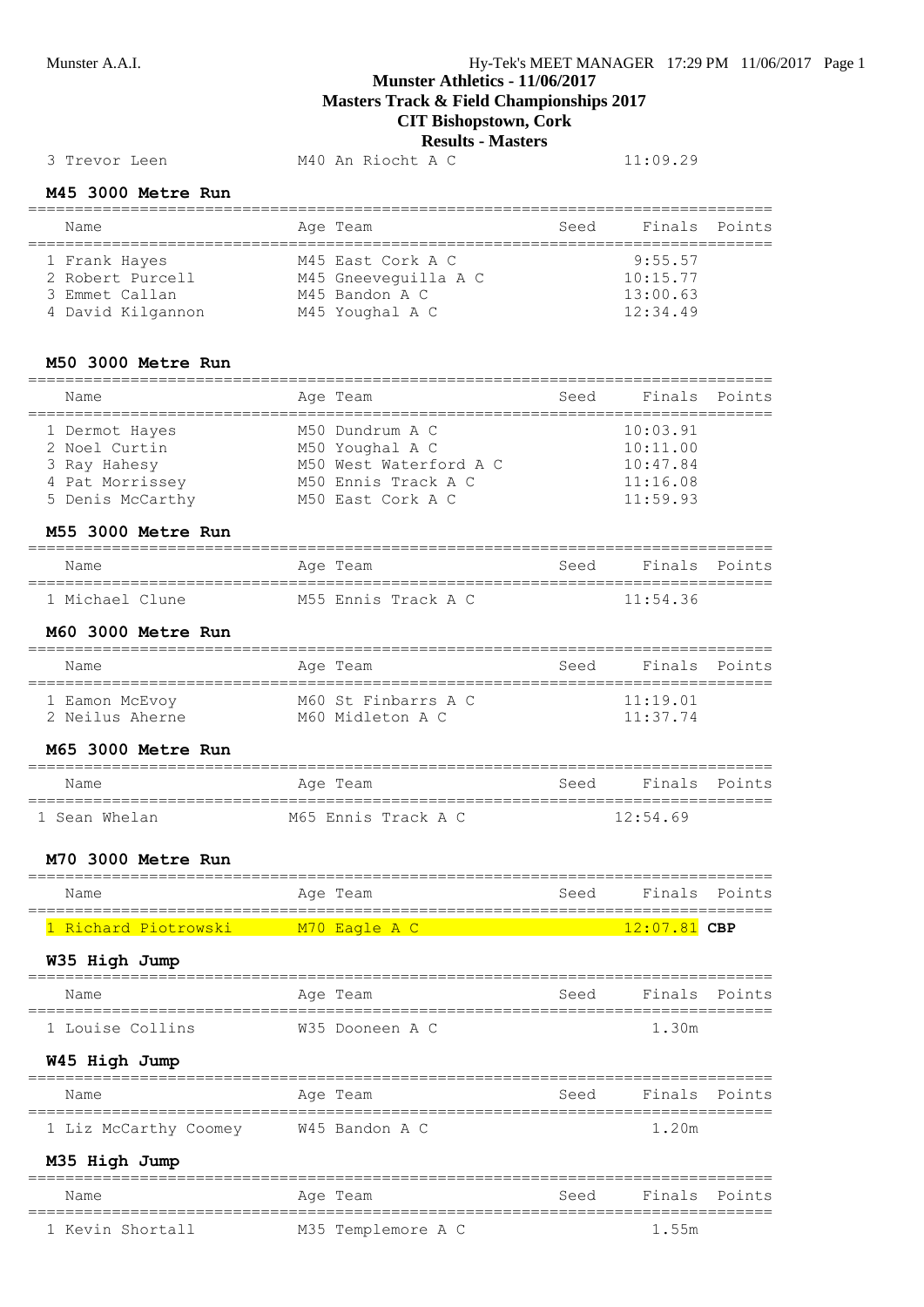**Munster Athletics - 11/06/2017**
**Masters Track & Field Championships 2017**
**CIT Bishopstown, Cork**
**Results - Masters**

| 3 Trevor Leen | M40 An Riocht A C | | 11:09.29 | |
|---|---|---|---|---|

### M45 3000 Metre Run

| Name | Age Team | Seed | Finals | Points |
|---|---|---|---|---|
| 1 Frank Hayes | M45 East Cork A C | | 9:55.57 | |
| 2 Robert Purcell | M45 Gneeveguilla A C | | 10:15.77 | |
| 3 Emmet Callan | M45 Bandon A C | | 13:00.63 | |
| 4 David Kilgannon | M45 Youghal A C | | 12:34.49 | |

### M50 3000 Metre Run

| Name | Age Team | Seed | Finals | Points |
|---|---|---|---|---|
| 1 Dermot Hayes | M50 Dundrum A C | | 10:03.91 | |
| 2 Noel Curtin | M50 Youghal A C | | 10:11.00 | |
| 3 Ray Hahesy | M50 West Waterford A C | | 10:47.84 | |
| 4 Pat Morrissey | M50 Ennis Track A C | | 11:16.08 | |
| 5 Denis McCarthy | M50 East Cork A C | | 11:59.93 | |

### M55 3000 Metre Run

| Name | Age Team | Seed | Finals | Points |
|---|---|---|---|---|
| 1 Michael Clune | M55 Ennis Track A C | | 11:54.36 | |

### M60 3000 Metre Run

| Name | Age Team | Seed | Finals | Points |
|---|---|---|---|---|
| 1 Eamon McEvoy | M60 St Finbarrs A C | | 11:19.01 | |
| 2 Neilus Aherne | M60 Midleton A C | | 11:37.74 | |

### M65 3000 Metre Run

| Name | Age Team | Seed | Finals | Points |
|---|---|---|---|---|
| 1 Sean Whelan | M65 Ennis Track A C | | 12:54.69 | |

### M70 3000 Metre Run

| Name | Age Team | Seed | Finals | Points |
|---|---|---|---|---|
| 1 Richard Piotrowski | M70 Eagle A C | | 12:07.81 **CBP** | |

### W35 High Jump

| Name | Age Team | Seed | Finals | Points |
|---|---|---|---|---|
| 1 Louise Collins | W35 Dooneen A C | | 1.30m | |

### W45 High Jump

| Name | Age Team | Seed | Finals | Points |
|---|---|---|---|---|
| 1 Liz McCarthy Coomey | W45 Bandon A C | | 1.20m | |

### M35 High Jump

| Name | Age Team | Seed | Finals | Points |
|---|---|---|---|---|
| 1 Kevin Shortall | M35 Templemore A C | | 1.55m | |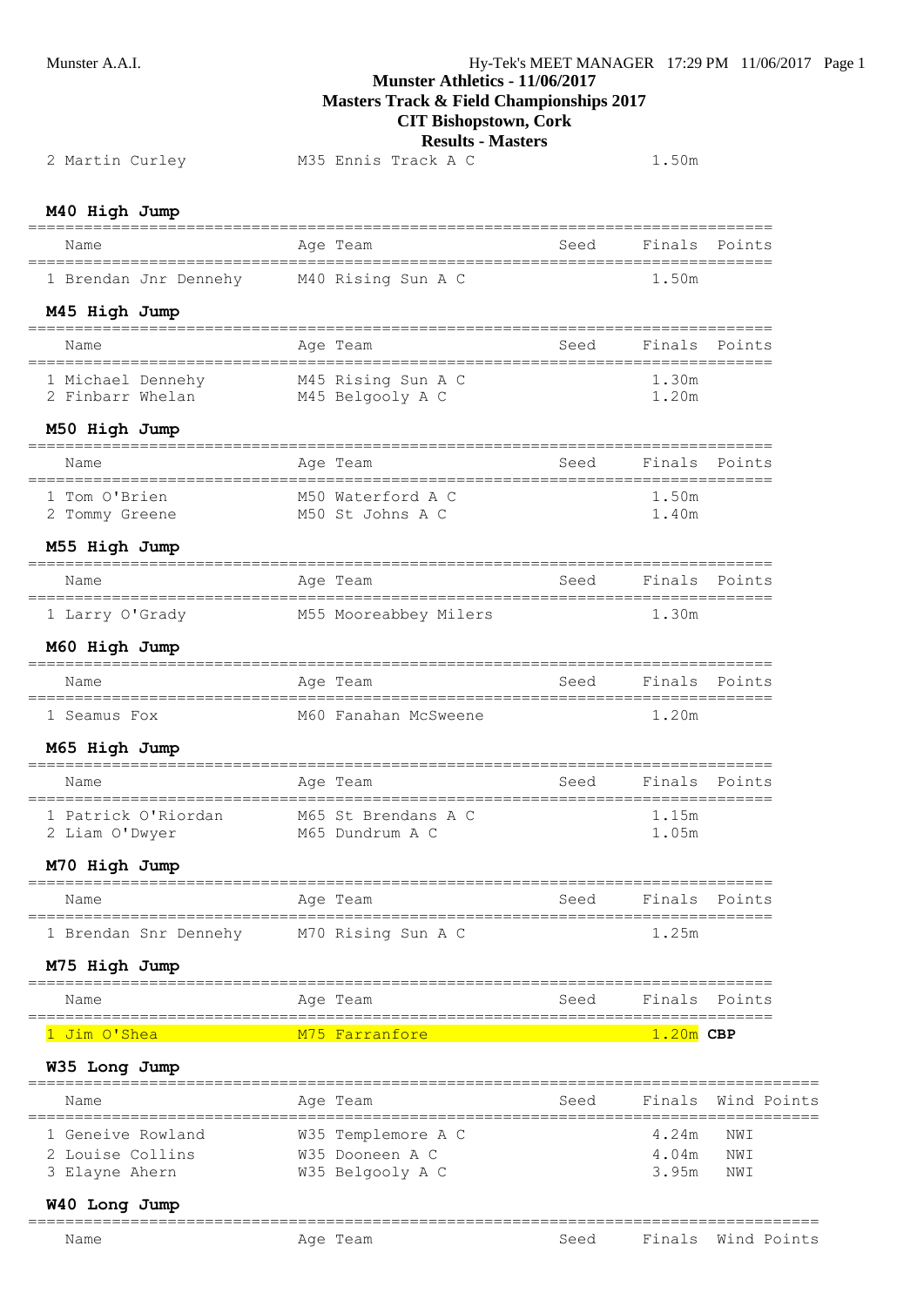# Munster Athletics - 11/06/2017

## Masters Track & Field Championships 2017

## CIT Bishopstown, Cork

## Results - Masters

| Name | Age | Team | Seed | Finals | Points |
|---|---|---|---|---|---|
| 2 Martin Curley | M35 | Ennis Track A C | | 1.50m | |

### M40 High Jump

| Name | Age | Team | Seed | Finals | Points |
|---|---|---|---|---|---|
| 1 Brendan Jnr Dennehy | M40 | Rising Sun A C | | 1.50m | |

### M45 High Jump

| Name | Age | Team | Seed | Finals | Points |
|---|---|---|---|---|---|
| 1 Michael Dennehy | M45 | Rising Sun A C | | 1.30m | |
| 2 Finbarr Whelan | M45 | Belgooly A C | | 1.20m | |

### M50 High Jump

| Name | Age | Team | Seed | Finals | Points |
|---|---|---|---|---|---|
| 1 Tom O'Brien | M50 | Waterford A C | | 1.50m | |
| 2 Tommy Greene | M50 | St Johns A C | | 1.40m | |

### M55 High Jump

| Name | Age | Team | Seed | Finals | Points |
|---|---|---|---|---|---|
| 1 Larry O'Grady | M55 | Mooreabbey Milers | | 1.30m | |

### M60 High Jump

| Name | Age | Team | Seed | Finals | Points |
|---|---|---|---|---|---|
| 1 Seamus Fox | M60 | Fanahan McSweene | | 1.20m | |

### M65 High Jump

| Name | Age | Team | Seed | Finals | Points |
|---|---|---|---|---|---|
| 1 Patrick O'Riordan | M65 | St Brendans A C | | 1.15m | |
| 2 Liam O'Dwyer | M65 | Dundrum A C | | 1.05m | |

### M70 High Jump

| Name | Age | Team | Seed | Finals | Points |
|---|---|---|---|---|---|
| 1 Brendan Snr Dennehy | M70 | Rising Sun A C | | 1.25m | |

### M75 High Jump

| Name | Age | Team | Seed | Finals | Points |
|---|---|---|---|---|---|
| 1 Jim O'Shea | M75 | Farranfore | | 1.20m **CBP** | |

### W35 Long Jump

| Name | Age | Team | Seed | Finals | Wind | Points |
|---|---|---|---|---|---|---|
| 1 Geneive Rowland | W35 | Templemore A C | | 4.24m | NWI | |
| 2 Louise Collins | W35 | Dooneen A C | | 4.04m | NWI | |
| 3 Elayne Ahern | W35 | Belgooly A C | | 3.95m | NWI | |

### W40 Long Jump

| Name | Age | Team | Seed | Finals | Wind | Points |
|---|---|---|---|---|---|---|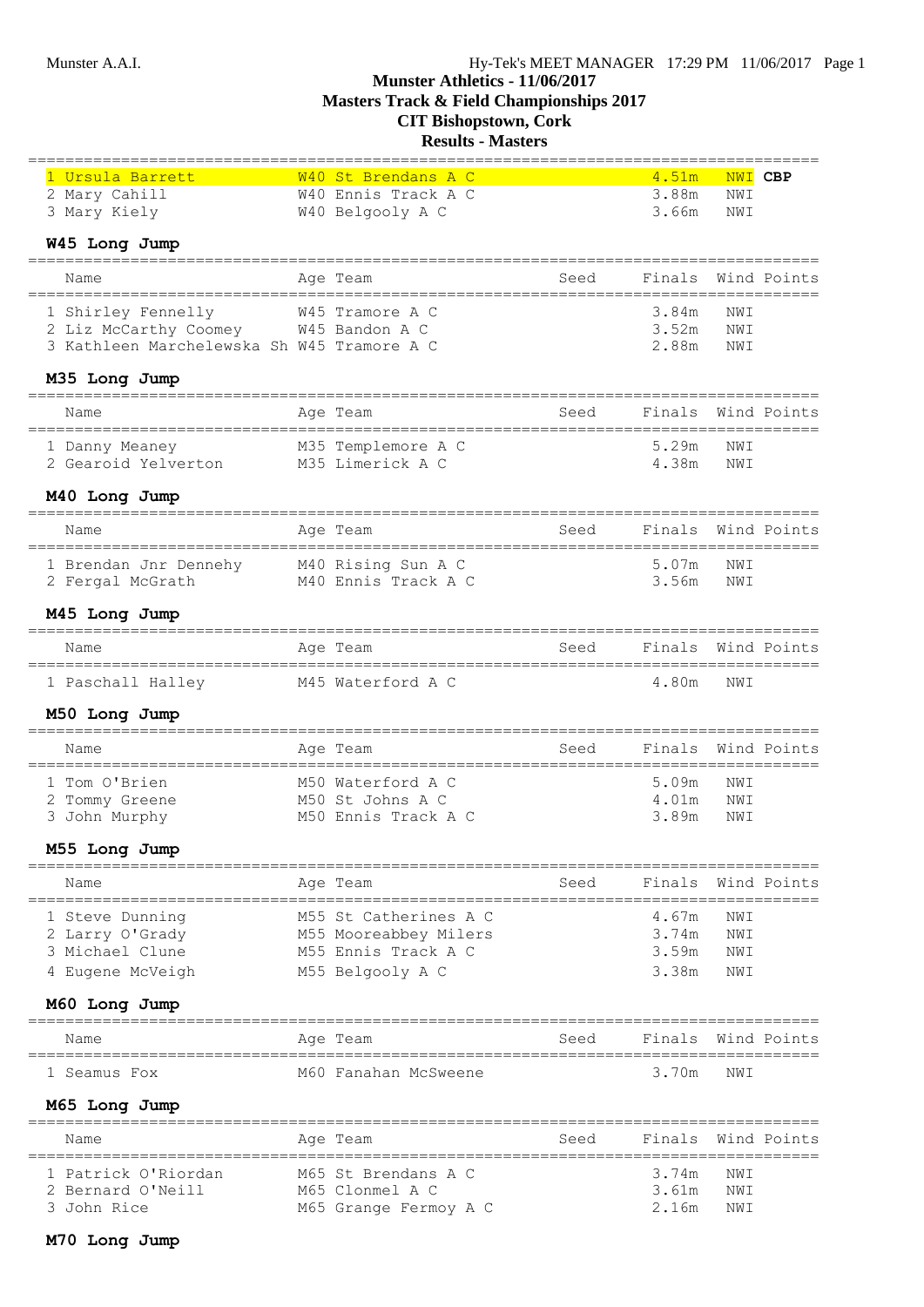# Munster Athletics - 11/06/2017
## Masters Track & Field Championships 2017
## CIT Bishopstown, Cork
## Results - Masters

| Name | Age Team | Seed | Finals | Wind | Points |
|---|---|---|---|---|---|
| 1 Ursula Barrett | W40 St Brendans A C | | 4.51m | NWI | CBP |
| 2 Mary Cahill | W40 Ennis Track A C | | 3.88m | NWI | |
| 3 Mary Kiely | W40 Belgooly A C | | 3.66m | NWI | |

### W45 Long Jump

| Name | Age Team | Seed | Finals | Wind | Points |
|---|---|---|---|---|---|
| 1 Shirley Fennelly | W45 Tramore A C | | 3.84m | NWI | |
| 2 Liz McCarthy Coomey | W45 Bandon A C | | 3.52m | NWI | |
| 3 Kathleen Marchelewska Sh | W45 Tramore A C | | 2.88m | NWI | |

### M35 Long Jump

| Name | Age Team | Seed | Finals | Wind | Points |
|---|---|---|---|---|---|
| 1 Danny Meaney | M35 Templemore A C | | 5.29m | NWI | |
| 2 Gearoid Yelverton | M35 Limerick A C | | 4.38m | NWI | |

### M40 Long Jump

| Name | Age Team | Seed | Finals | Wind | Points |
|---|---|---|---|---|---|
| 1 Brendan Jnr Dennehy | M40 Rising Sun A C | | 5.07m | NWI | |
| 2 Fergal McGrath | M40 Ennis Track A C | | 3.56m | NWI | |

### M45 Long Jump

| Name | Age Team | Seed | Finals | Wind | Points |
|---|---|---|---|---|---|
| 1 Paschall Halley | M45 Waterford A C | | 4.80m | NWI | |

### M50 Long Jump

| Name | Age Team | Seed | Finals | Wind | Points |
|---|---|---|---|---|---|
| 1 Tom O'Brien | M50 Waterford A C | | 5.09m | NWI | |
| 2 Tommy Greene | M50 St Johns A C | | 4.01m | NWI | |
| 3 John Murphy | M50 Ennis Track A C | | 3.89m | NWI | |

### M55 Long Jump

| Name | Age Team | Seed | Finals | Wind | Points |
|---|---|---|---|---|---|
| 1 Steve Dunning | M55 St Catherines A C | | 4.67m | NWI | |
| 2 Larry O'Grady | M55 Mooreabbey Milers | | 3.74m | NWI | |
| 3 Michael Clune | M55 Ennis Track A C | | 3.59m | NWI | |
| 4 Eugene McVeigh | M55 Belgooly A C | | 3.38m | NWI | |

### M60 Long Jump

| Name | Age Team | Seed | Finals | Wind | Points |
|---|---|---|---|---|---|
| 1 Seamus Fox | M60 Fanahan McSweene | | 3.70m | NWI | |

### M65 Long Jump

| Name | Age Team | Seed | Finals | Wind | Points |
|---|---|---|---|---|---|
| 1 Patrick O'Riordan | M65 St Brendans A C | | 3.74m | NWI | |
| 2 Bernard O'Neill | M65 Clonmel A C | | 3.61m | NWI | |
| 3 John Rice | M65 Grange Fermoy A C | | 2.16m | NWI | |

### M70 Long Jump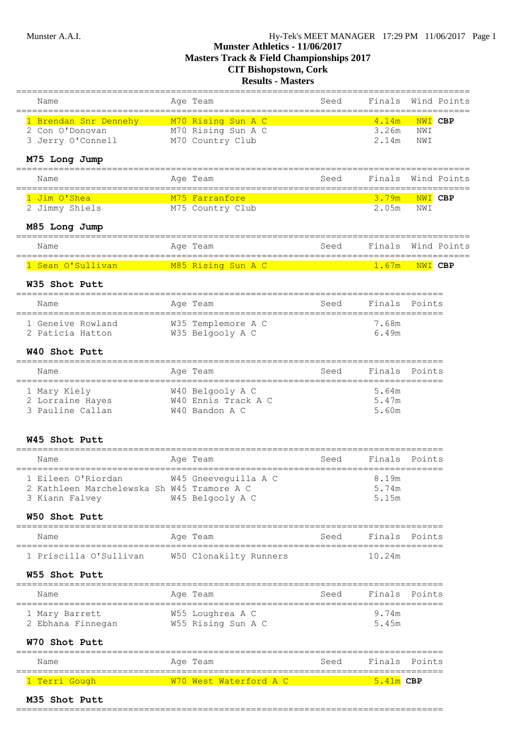# Munster Athletics - 11/06/2017
## Masters Track & Field Championships 2017
### CIT Bishopstown, Cork
### Results - Masters

| Name | Age | Team | Seed | Finals | Wind | Points |
|---|---|---|---|---|---|---|
| 1 Brendan Snr Dennehy | M70 | Rising Sun A C | | 4.14m | NWI | **CBP** |
| 2 Con O'Donovan | M70 | Rising Sun A C | | 3.26m | NWI | |
| 3 Jerry O'Connell | M70 | Country Club | | 2.14m | NWI | |

**M75 Long Jump**

| Name | Age | Team | Seed | Finals | Wind | Points |
|---|---|---|---|---|---|---|
| 1 Jim O'Shea | M75 | Farranfore | | 3.79m | NWI | **CBP** |
| 2 Jimmy Shiels | M75 | Country Club | | 2.05m | NWI | |

**M85 Long Jump**

| Name | Age | Team | Seed | Finals | Wind | Points |
|---|---|---|---|---|---|---|
| 1 Sean O'Sullivan | M85 | Rising Sun A C | | 1.67m | NWI | **CBP** |

**W35 Shot Putt**

| Name | Age | Team | Seed | Finals | Points |
|---|---|---|---|---|---|
| 1 Geneive Rowland | W35 | Templemore A C | | 7.68m | |
| 2 Paticia Hatton | W35 | Belgooly A C | | 6.49m | |

**W40 Shot Putt**

| Name | Age | Team | Seed | Finals | Points |
|---|---|---|---|---|---|
| 1 Mary Kiely | W40 | Belgooly A C | | 5.64m | |
| 2 Lorraine Hayes | W40 | Ennis Track A C | | 5.47m | |
| 3 Pauline Callan | W40 | Bandon A C | | 5.60m | |

**W45 Shot Putt**

| Name | Age | Team | Seed | Finals | Points |
|---|---|---|---|---|---|
| 1 Eileen O'Riordan | W45 | Gneeveguilla A C | | 8.19m | |
| 2 Kathleen Marchelewska Sh | W45 | Tramore A C | | 5.74m | |
| 3 Kiann Falvey | W45 | Belgooly A C | | 5.15m | |

**W50 Shot Putt**

| Name | Age | Team | Seed | Finals | Points |
|---|---|---|---|---|---|
| 1 Priscilla O'Sullivan | W50 | Clonakilty Runners | | 10.24m | |

**W55 Shot Putt**

| Name | Age | Team | Seed | Finals | Points |
|---|---|---|---|---|---|
| 1 Mary Barrett | W55 | Loughrea A C | | 9.74m | |
| 2 Ebhana Finnegan | W55 | Rising Sun A C | | 5.45m | |

**W70 Shot Putt**

| Name | Age | Team | Seed | Finals | Points |
|---|---|---|---|---|---|
| 1 Terri Gough | W70 | West Waterford A C | | 5.41m | **CBP** |

**M35 Shot Putt**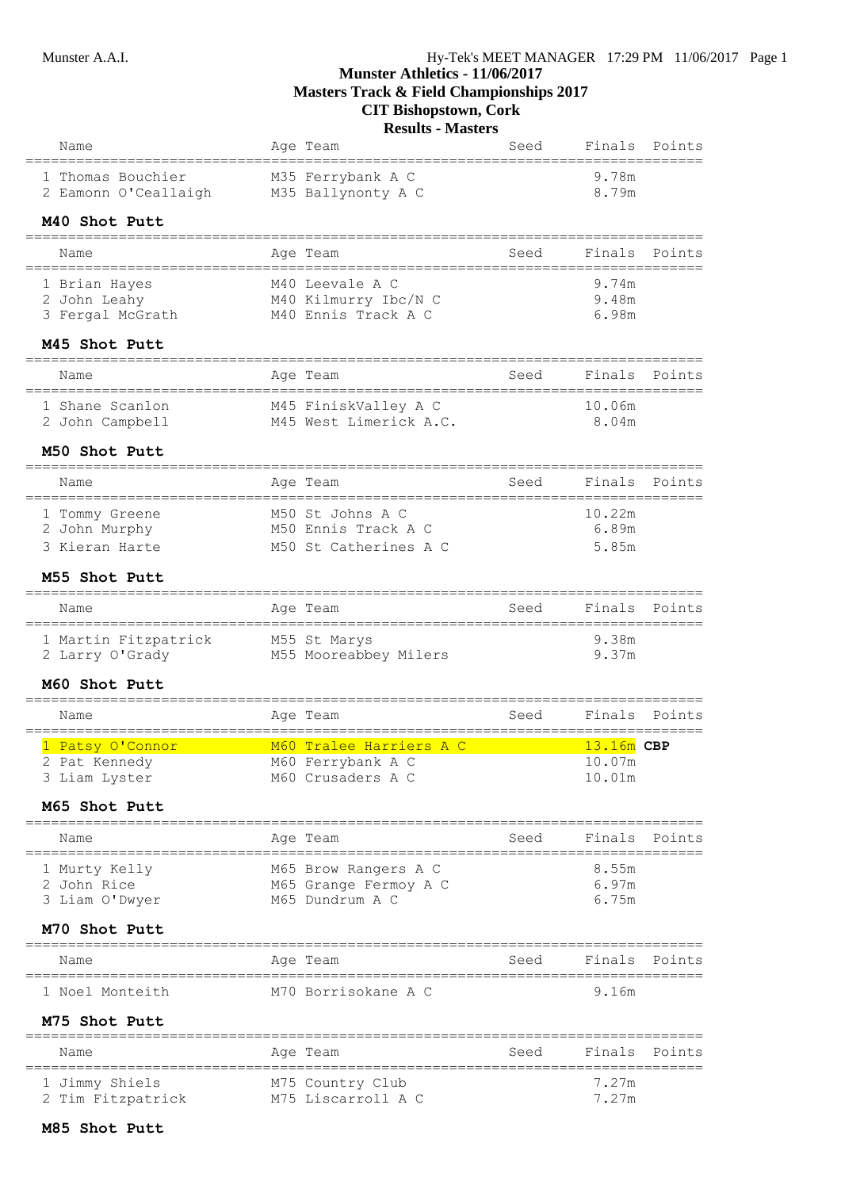# Munster Athletics - 11/06/2017
## Masters Track & Field Championships 2017
## CIT Bishopstown, Cork
## Results - Masters

| Name | Age | Team | Seed | Finals | Points |
|---|---|---|---|---|---|
| 1 Thomas Bouchier | M35 | Ferrybank A C | | 9.78m | |
| 2 Eamonn O'Ceallaigh | M35 | Ballynonty A C | | 8.79m | |

### M40 Shot Putt

| Name | Age | Team | Seed | Finals | Points |
|---|---|---|---|---|---|
| 1 Brian Hayes | M40 | Leevale A C | | 9.74m | |
| 2 John Leahy | M40 | Kilmurry Ibc/N C | | 9.48m | |
| 3 Fergal McGrath | M40 | Ennis Track A C | | 6.98m | |

### M45 Shot Putt

| Name | Age | Team | Seed | Finals | Points |
|---|---|---|---|---|---|
| 1 Shane Scanlon | M45 | FiniskValley A C | | 10.06m | |
| 2 John Campbell | M45 | West Limerick A.C. | | 8.04m | |

### M50 Shot Putt

| Name | Age | Team | Seed | Finals | Points |
|---|---|---|---|---|---|
| 1 Tommy Greene | M50 | St Johns A C | | 10.22m | |
| 2 John Murphy | M50 | Ennis Track A C | | 6.89m | |
| 3 Kieran Harte | M50 | St Catherines A C | | 5.85m | |

### M55 Shot Putt

| Name | Age | Team | Seed | Finals | Points |
|---|---|---|---|---|---|
| 1 Martin Fitzpatrick | M55 | St Marys | | 9.38m | |
| 2 Larry O'Grady | M55 | Mooreabbey Milers | | 9.37m | |

### M60 Shot Putt

| Name | Age | Team | Seed | Finals | Points |
|---|---|---|---|---|---|
| 1 Patsy O'Connor | M60 | Tralee Harriers A C | | 13.16m **CBP** | |
| 2 Pat Kennedy | M60 | Ferrybank A C | | 10.07m | |
| 3 Liam Lyster | M60 | Crusaders A C | | 10.01m | |

### M65 Shot Putt

| Name | Age | Team | Seed | Finals | Points |
|---|---|---|---|---|---|
| 1 Murty Kelly | M65 | Brow Rangers A C | | 8.55m | |
| 2 John Rice | M65 | Grange Fermoy A C | | 6.97m | |
| 3 Liam O'Dwyer | M65 | Dundrum A C | | 6.75m | |

### M70 Shot Putt

| Name | Age | Team | Seed | Finals | Points |
|---|---|---|---|---|---|
| 1 Noel Monteith | M70 | Borrisokane A C | | 9.16m | |

### M75 Shot Putt

| Name | Age | Team | Seed | Finals | Points |
|---|---|---|---|---|---|
| 1 Jimmy Shiels | M75 | Country Club | | 7.27m | |
| 2 Tim Fitzpatrick | M75 | Liscarroll A C | | 7.27m | |

### M85 Shot Putt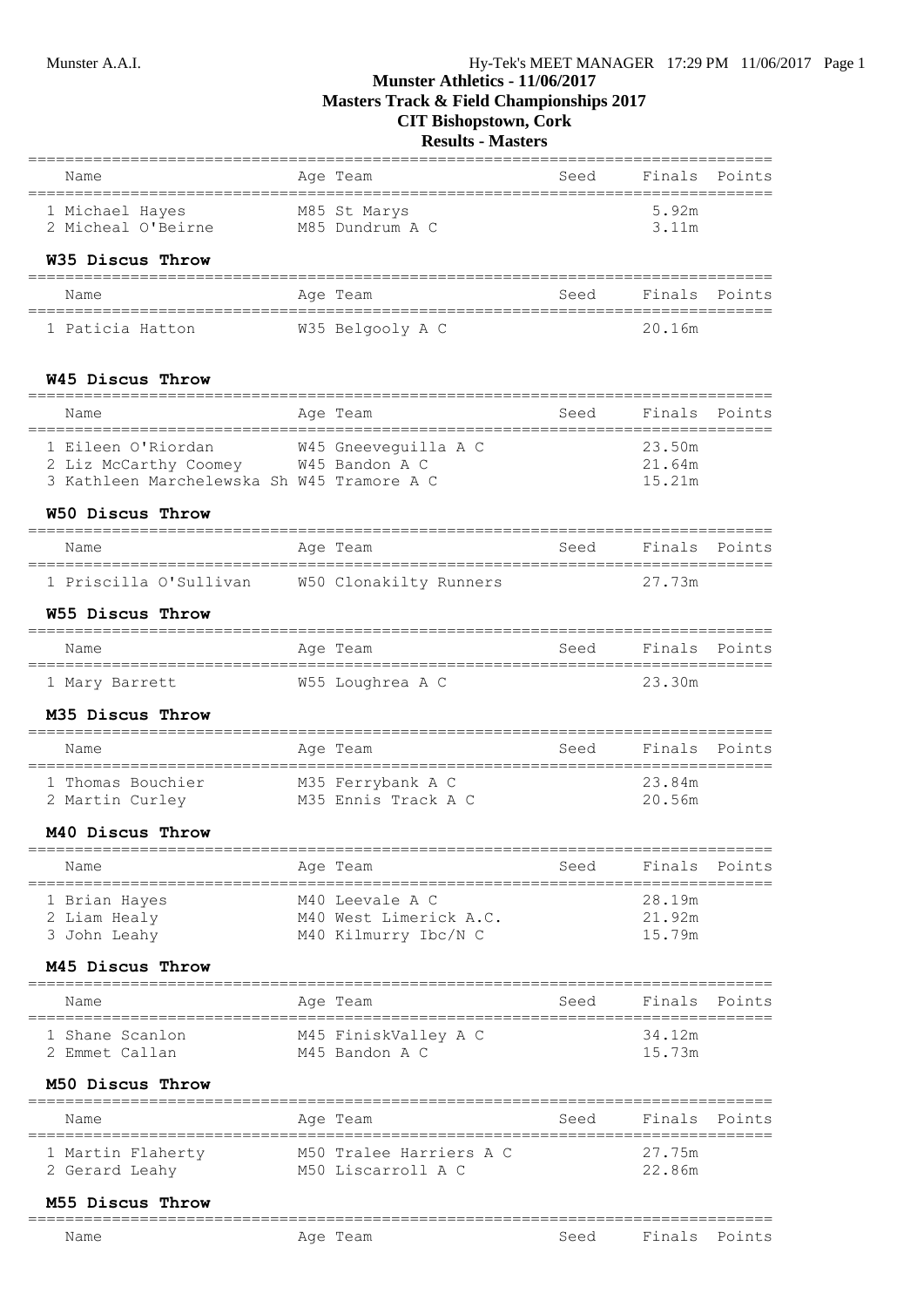# Munster Athletics - 11/06/2017
## Masters Track & Field Championships 2017
## CIT Bishopstown, Cork
## Results - Masters

| Name | Age | Team | Seed | Finals | Points |
|---|---|---|---|---|---|
| 1 Michael Hayes | M85 | St Marys | | 5.92m | |
| 2 Micheal O'Beirne | M85 | Dundrum A C | | 3.11m | |

### W35 Discus Throw

| Name | Age | Team | Seed | Finals | Points |
|---|---|---|---|---|---|
| 1 Paticia Hatton | W35 | Belgooly A C | | 20.16m | |

### W45 Discus Throw

| Name | Age | Team | Seed | Finals | Points |
|---|---|---|---|---|---|
| 1 Eileen O'Riordan | W45 | Gneeveguilla A C | | 23.50m | |
| 2 Liz McCarthy Coomey | W45 | Bandon A C | | 21.64m | |
| 3 Kathleen Marchelewska Sh | W45 | Tramore A C | | 15.21m | |

### W50 Discus Throw

| Name | Age | Team | Seed | Finals | Points |
|---|---|---|---|---|---|
| 1 Priscilla O'Sullivan | W50 | Clonakilty Runners | | 27.73m | |

### W55 Discus Throw

| Name | Age | Team | Seed | Finals | Points |
|---|---|---|---|---|---|
| 1 Mary Barrett | W55 | Loughrea A C | | 23.30m | |

### M35 Discus Throw

| Name | Age | Team | Seed | Finals | Points |
|---|---|---|---|---|---|
| 1 Thomas Bouchier | M35 | Ferrybank A C | | 23.84m | |
| 2 Martin Curley | M35 | Ennis Track A C | | 20.56m | |

### M40 Discus Throw

| Name | Age | Team | Seed | Finals | Points |
|---|---|---|---|---|---|
| 1 Brian Hayes | M40 | Leevale A C | | 28.19m | |
| 2 Liam Healy | M40 | West Limerick A.C. | | 21.92m | |
| 3 John Leahy | M40 | Kilmurry Ibc/N C | | 15.79m | |

### M45 Discus Throw

| Name | Age | Team | Seed | Finals | Points |
|---|---|---|---|---|---|
| 1 Shane Scanlon | M45 | FiniskValley A C | | 34.12m | |
| 2 Emmet Callan | M45 | Bandon A C | | 15.73m | |

### M50 Discus Throw

| Name | Age | Team | Seed | Finals | Points |
|---|---|---|---|---|---|
| 1 Martin Flaherty | M50 | Tralee Harriers A C | | 27.75m | |
| 2 Gerard Leahy | M50 | Liscarroll A C | | 22.86m | |

### M55 Discus Throw

| Name | Age | Team | Seed | Finals | Points |
|---|---|---|---|---|---|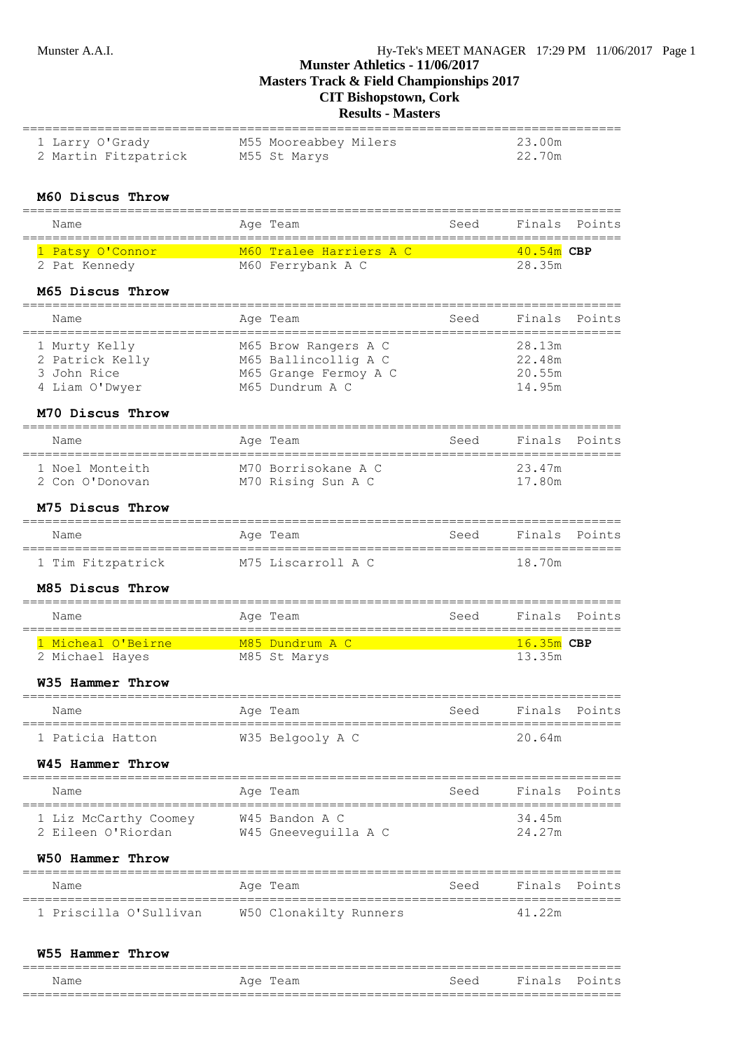Munster Athletics - 11/06/2017
Masters Track & Field Championships 2017
CIT Bishopstown, Cork
Results - Masters

| | Name | Age | Team | Seed | Finals | Points |
|---|---|---|---|---|---|---|
| 1 | Larry O'Grady | M55 | Mooreabbey Milers | | 23.00m | |
| 2 | Martin Fitzpatrick | M55 | St Marys | | 22.70m | |

### M60 Discus Throw

| | Name | Age | Team | Seed | Finals | Points |
|---|---|---|---|---|---|---|
| 1 | Patsy O'Connor | M60 | Tralee Harriers A C | | 40.54m **CBP** | |
| 2 | Pat Kennedy | M60 | Ferrybank A C | | 28.35m | |

### M65 Discus Throw

| | Name | Age | Team | Seed | Finals | Points |
|---|---|---|---|---|---|---|
| 1 | Murty Kelly | M65 | Brow Rangers A C | | 28.13m | |
| 2 | Patrick Kelly | M65 | Ballincollig A C | | 22.48m | |
| 3 | John Rice | M65 | Grange Fermoy A C | | 20.55m | |
| 4 | Liam O'Dwyer | M65 | Dundrum A C | | 14.95m | |

### M70 Discus Throw

| | Name | Age | Team | Seed | Finals | Points |
|---|---|---|---|---|---|---|
| 1 | Noel Monteith | M70 | Borrisokane A C | | 23.47m | |
| 2 | Con O'Donovan | M70 | Rising Sun A C | | 17.80m | |

### M75 Discus Throw

| | Name | Age | Team | Seed | Finals | Points |
|---|---|---|---|---|---|---|
| 1 | Tim Fitzpatrick | M75 | Liscarroll A C | | 18.70m | |

### M85 Discus Throw

| | Name | Age | Team | Seed | Finals | Points |
|---|---|---|---|---|---|---|
| 1 | Micheal O'Beirne | M85 | Dundrum A C | | 16.35m **CBP** | |
| 2 | Michael Hayes | M85 | St Marys | | 13.35m | |

### W35 Hammer Throw

| | Name | Age | Team | Seed | Finals | Points |
|---|---|---|---|---|---|---|
| 1 | Paticia Hatton | W35 | Belgooly A C | | 20.64m | |

### W45 Hammer Throw

| | Name | Age | Team | Seed | Finals | Points |
|---|---|---|---|---|---|---|
| 1 | Liz McCarthy Coomey | W45 | Bandon A C | | 34.45m | |
| 2 | Eileen O'Riordan | W45 | Gneeveguilla A C | | 24.27m | |

### W50 Hammer Throw

| | Name | Age | Team | Seed | Finals | Points |
|---|---|---|---|---|---|---|
| 1 | Priscilla O'Sullivan | W50 | Clonakilty Runners | | 41.22m | |

### W55 Hammer Throw

| Name | Age | Team | Seed | Finals | Points |
|---|---|---|---|---|---|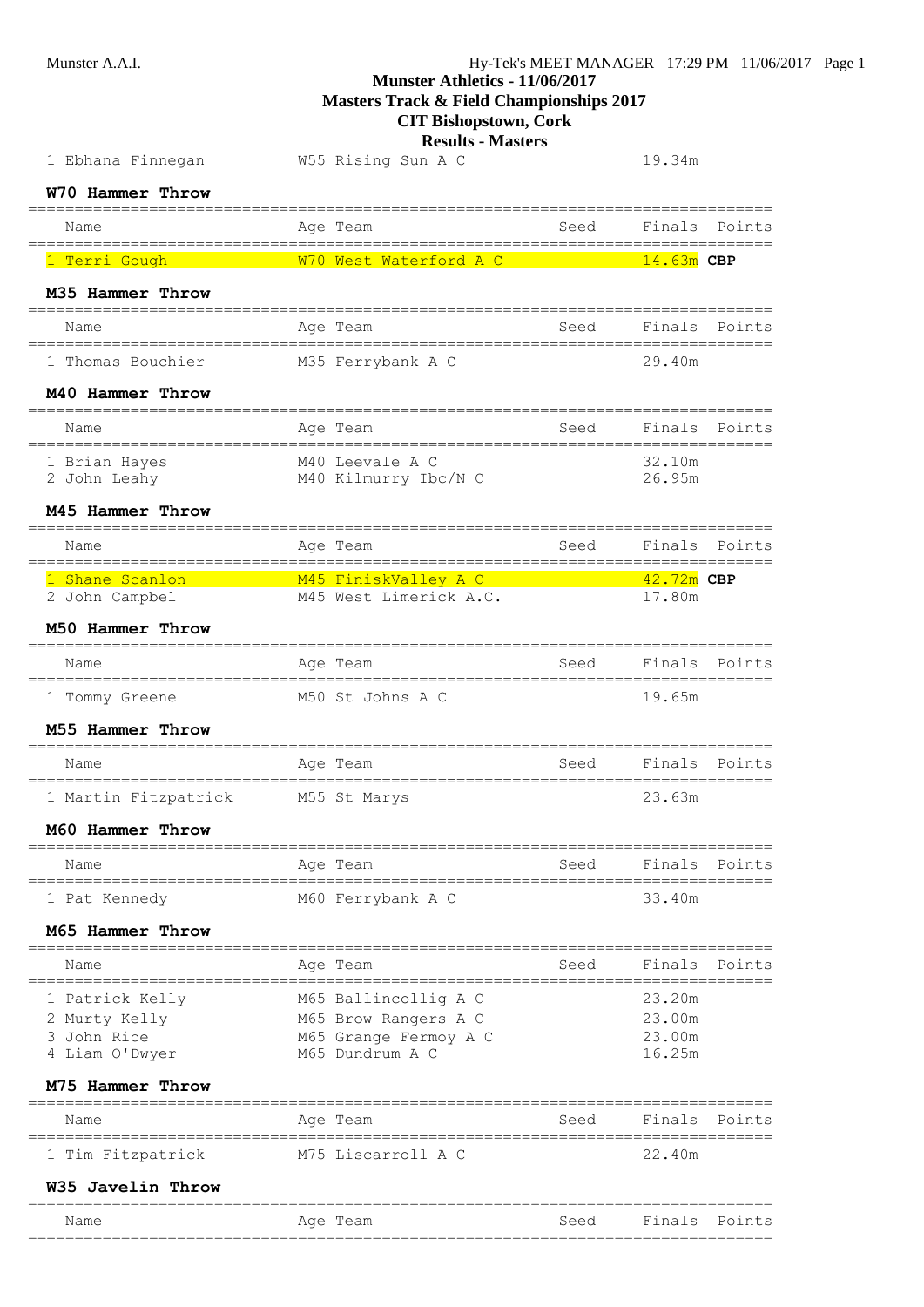1 Ebhana Finnegan W55 Rising Sun A C 19.34m

### W70 Hammer Throw

| Name | Age | Team | Seed | Finals | Points |
|---|---|---|---|---|---|
| 1 Terri Gough | W70 | West Waterford A C | | 14.63m **CBP** | |

### M35 Hammer Throw

| Name | Age | Team | Seed | Finals | Points |
|---|---|---|---|---|---|
| 1 Thomas Bouchier | M35 | Ferrybank A C | | 29.40m | |

### M40 Hammer Throw

| Name | Age | Team | Seed | Finals | Points |
|---|---|---|---|---|---|
| 1 Brian Hayes | M40 | Leevale A C | | 32.10m | |
| 2 John Leahy | M40 | Kilmurry Ibc/N C | | 26.95m | |

### M45 Hammer Throw

| Name | Age | Team | Seed | Finals | Points |
|---|---|---|---|---|---|
| 1 Shane Scanlon | M45 | FiniskValley A C | | 42.72m **CBP** | |
| 2 John Campbel | M45 | West Limerick A.C. | | 17.80m | |

### M50 Hammer Throw

| Name | Age | Team | Seed | Finals | Points |
|---|---|---|---|---|---|
| 1 Tommy Greene | M50 | St Johns A C | | 19.65m | |

### M55 Hammer Throw

| Name | Age | Team | Seed | Finals | Points |
|---|---|---|---|---|---|
| 1 Martin Fitzpatrick | M55 | St Marys | | 23.63m | |

### M60 Hammer Throw

| Name | Age | Team | Seed | Finals | Points |
|---|---|---|---|---|---|
| 1 Pat Kennedy | M60 | Ferrybank A C | | 33.40m | |

### M65 Hammer Throw

| Name | Age | Team | Seed | Finals | Points |
|---|---|---|---|---|---|
| 1 Patrick Kelly | M65 | Ballincollig A C | | 23.20m | |
| 2 Murty Kelly | M65 | Brow Rangers A C | | 23.00m | |
| 3 John Rice | M65 | Grange Fermoy A C | | 23.00m | |
| 4 Liam O'Dwyer | M65 | Dundrum A C | | 16.25m | |

### M75 Hammer Throw

| Name | Age | Team | Seed | Finals | Points |
|---|---|---|---|---|---|
| 1 Tim Fitzpatrick | M75 | Liscarroll A C | | 22.40m | |

### W35 Javelin Throw

| Name | Age | Team | Seed | Finals | Points |
|---|---|---|---|---|---|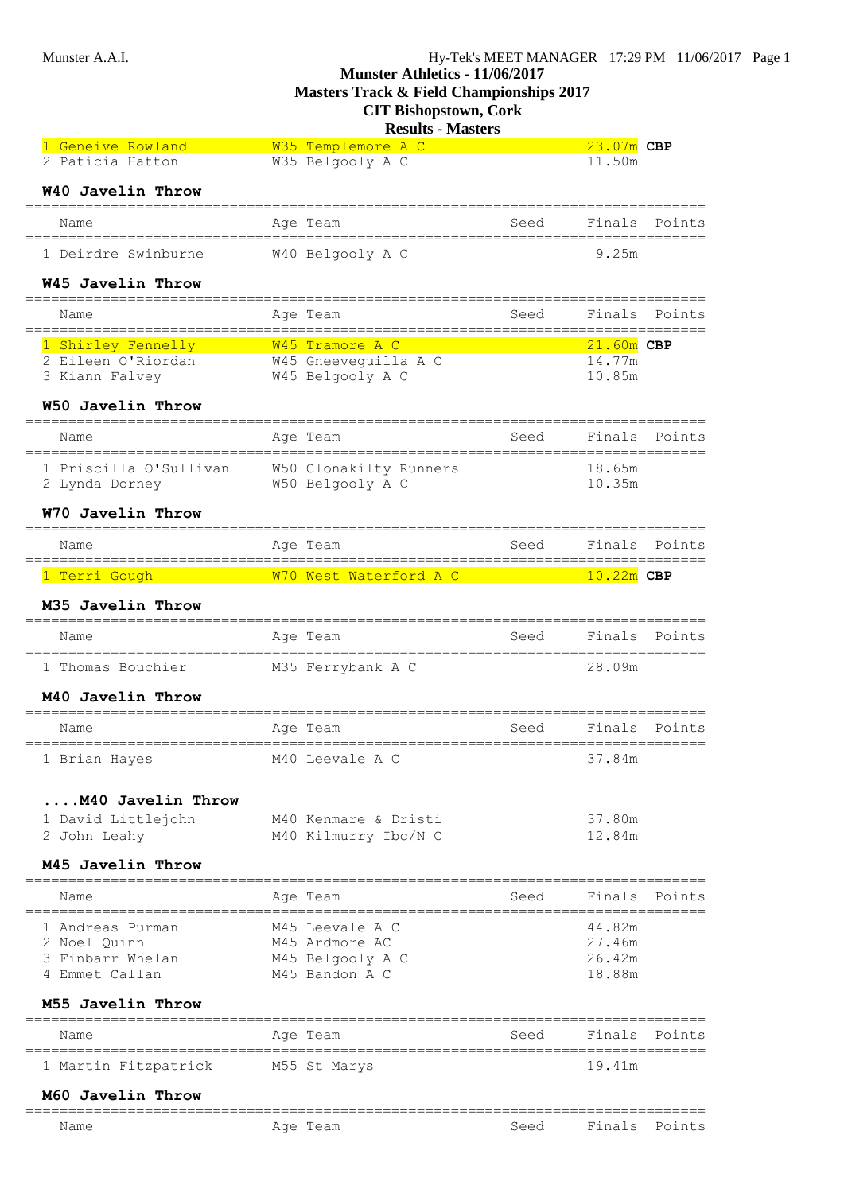# Munster Athletics - 11/06/2017
## Masters Track & Field Championships 2017
## CIT Bishopstown, Cork
## Results - Masters

| Name | Age | Team | Seed | Finals | Points |
|---|---|---|---|---|---|
| 1 Geneive Rowland | W35 | Templemore A C | | 23.07m **CBP** | |
| 2 Paticia Hatton | W35 | Belgooly A C | | 11.50m | |

### W40 Javelin Throw

| Name | Age | Team | Seed | Finals | Points |
|---|---|---|---|---|---|
| 1 Deirdre Swinburne | W40 | Belgooly A C | | 9.25m | |

### W45 Javelin Throw

| Name | Age | Team | Seed | Finals | Points |
|---|---|---|---|---|---|
| 1 Shirley Fennelly | W45 | Tramore A C | | 21.60m **CBP** | |
| 2 Eileen O'Riordan | W45 | Gneeveguilla A C | | 14.77m | |
| 3 Kiann Falvey | W45 | Belgooly A C | | 10.85m | |

### W50 Javelin Throw

| Name | Age | Team | Seed | Finals | Points |
|---|---|---|---|---|---|
| 1 Priscilla O'Sullivan | W50 | Clonakilty Runners | | 18.65m | |
| 2 Lynda Dorney | W50 | Belgooly A C | | 10.35m | |

### W70 Javelin Throw

| Name | Age | Team | Seed | Finals | Points |
|---|---|---|---|---|---|
| 1 Terri Gough | W70 | West Waterford A C | | 10.22m **CBP** | |

### M35 Javelin Throw

| Name | Age | Team | Seed | Finals | Points |
|---|---|---|---|---|---|
| 1 Thomas Bouchier | M35 | Ferrybank A C | | 28.09m | |

### M40 Javelin Throw

| Name | Age | Team | Seed | Finals | Points |
|---|---|---|---|---|---|
| 1 Brian Hayes | M40 | Leevale A C | | 37.84m | |

### ....M40 Javelin Throw

| Name | Age | Team | Seed | Finals | Points |
|---|---|---|---|---|---|
| 1 David Littlejohn | M40 | Kenmare & Dristi | | 37.80m | |
| 2 John Leahy | M40 | Kilmurry Ibc/N C | | 12.84m | |

### M45 Javelin Throw

| Name | Age | Team | Seed | Finals | Points |
|---|---|---|---|---|---|
| 1 Andreas Purman | M45 | Leevale A C | | 44.82m | |
| 2 Noel Quinn | M45 | Ardmore AC | | 27.46m | |
| 3 Finbarr Whelan | M45 | Belgooly A C | | 26.42m | |
| 4 Emmet Callan | M45 | Bandon A C | | 18.88m | |

### M55 Javelin Throw

| Name | Age | Team | Seed | Finals | Points |
|---|---|---|---|---|---|
| 1 Martin Fitzpatrick | M55 | St Marys | | 19.41m | |

### M60 Javelin Throw

| Name | Age | Team | Seed | Finals | Points |
|---|---|---|---|---|---|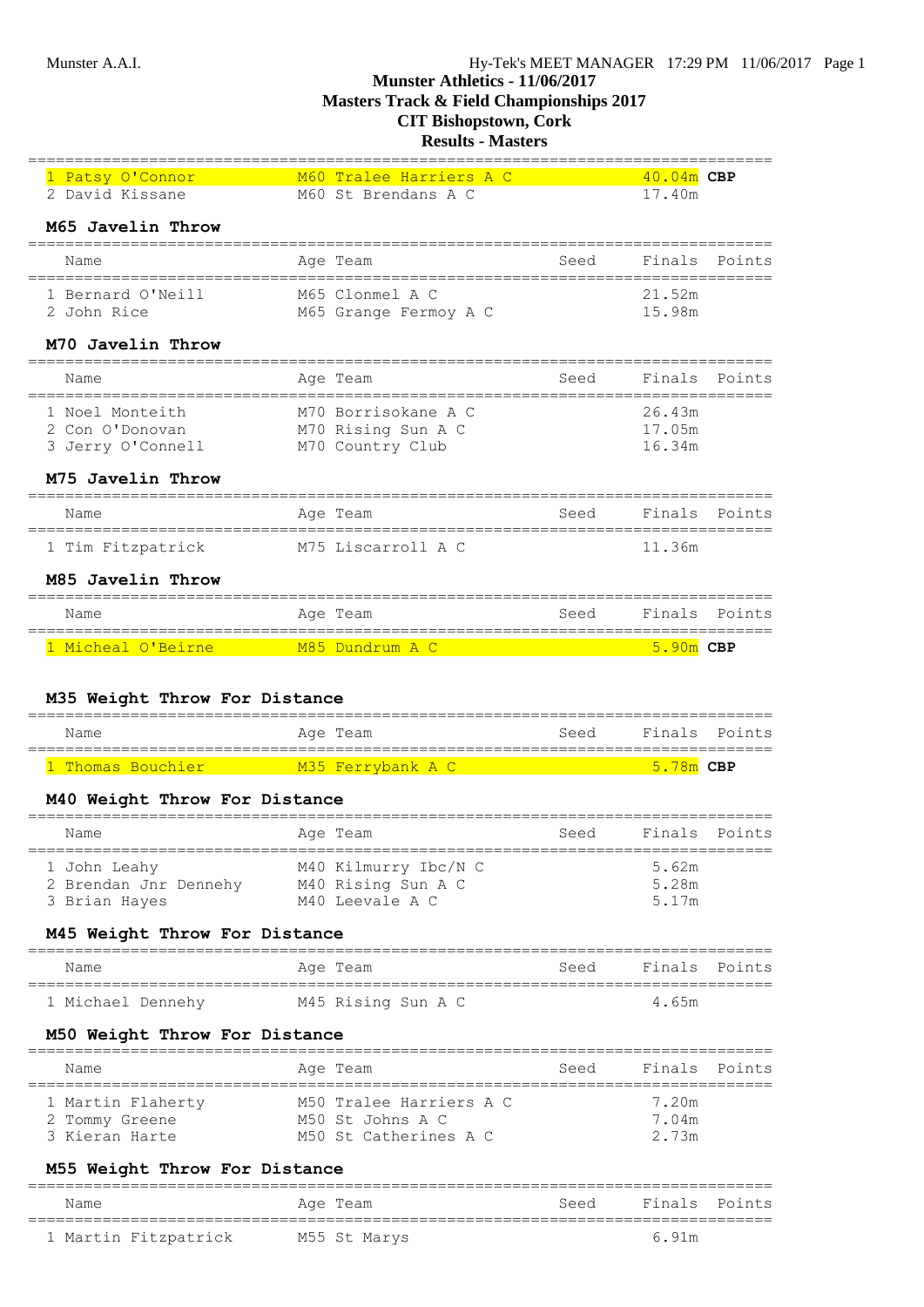**Munster Athletics - 11/06/2017**
**Masters Track & Field Championships 2017**
**CIT Bishopstown, Cork**
**Results - Masters**

| Name | Age | Team | Seed | Finals | Points |
|---|---|---|---|---|---|
| 1 Patsy O'Connor | M60 | Tralee Harriers A C | | 40.04m **CBP** | |
| 2 David Kissane | M60 | St Brendans A C | | 17.40m | |

### M65 Javelin Throw

| Name | Age | Team | Seed | Finals | Points |
|---|---|---|---|---|---|
| 1 Bernard O'Neill | M65 | Clonmel A C | | 21.52m | |
| 2 John Rice | M65 | Grange Fermoy A C | | 15.98m | |

### M70 Javelin Throw

| Name | Age | Team | Seed | Finals | Points |
|---|---|---|---|---|---|
| 1 Noel Monteith | M70 | Borrisokane A C | | 26.43m | |
| 2 Con O'Donovan | M70 | Rising Sun A C | | 17.05m | |
| 3 Jerry O'Connell | M70 | Country Club | | 16.34m | |

### M75 Javelin Throw

| Name | Age | Team | Seed | Finals | Points |
|---|---|---|---|---|---|
| 1 Tim Fitzpatrick | M75 | Liscarroll A C | | 11.36m | |

### M85 Javelin Throw

| Name | Age | Team | Seed | Finals | Points |
|---|---|---|---|---|---|
| 1 Micheal O'Beirne | M85 | Dundrum A C | | 5.90m **CBP** | |

### M35 Weight Throw For Distance

| Name | Age | Team | Seed | Finals | Points |
|---|---|---|---|---|---|
| 1 Thomas Bouchier | M35 | Ferrybank A C | | 5.78m **CBP** | |

### M40 Weight Throw For Distance

| Name | Age | Team | Seed | Finals | Points |
|---|---|---|---|---|---|
| 1 John Leahy | M40 | Kilmurry Ibc/N C | | 5.62m | |
| 2 Brendan Jnr Dennehy | M40 | Rising Sun A C | | 5.28m | |
| 3 Brian Hayes | M40 | Leevale A C | | 5.17m | |

### M45 Weight Throw For Distance

| Name | Age | Team | Seed | Finals | Points |
|---|---|---|---|---|---|
| 1 Michael Dennehy | M45 | Rising Sun A C | | 4.65m | |

### M50 Weight Throw For Distance

| Name | Age | Team | Seed | Finals | Points |
|---|---|---|---|---|---|
| 1 Martin Flaherty | M50 | Tralee Harriers A C | | 7.20m | |
| 2 Tommy Greene | M50 | St Johns A C | | 7.04m | |
| 3 Kieran Harte | M50 | St Catherines A C | | 2.73m | |

### M55 Weight Throw For Distance

| Name | Age | Team | Seed | Finals | Points |
|---|---|---|---|---|---|
| 1 Martin Fitzpatrick | M55 | St Marys | | 6.91m | |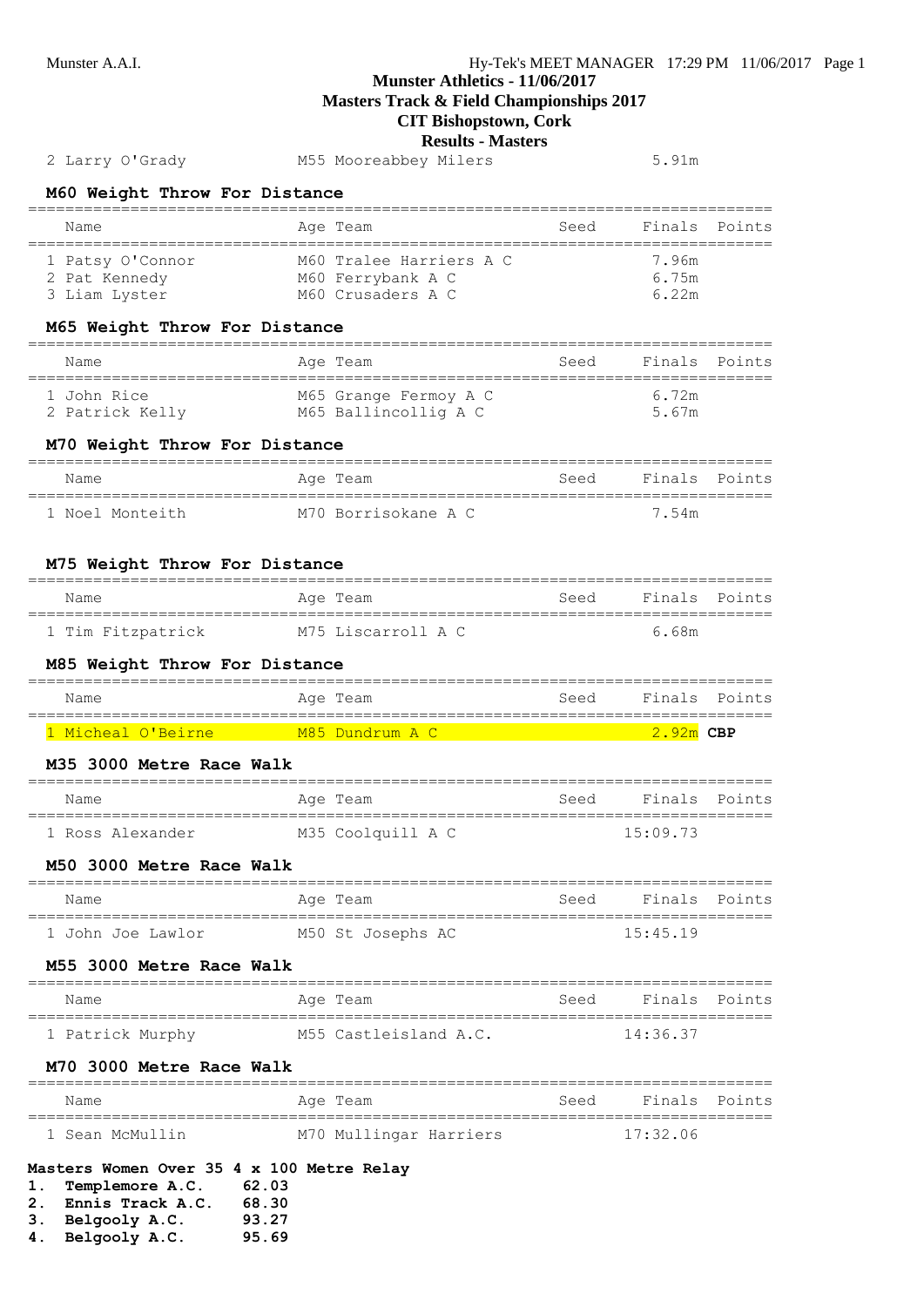**Munster Athletics - 11/06/2017**
**Masters Track & Field Championships 2017**
**CIT Bishopstown, Cork**
**Results - Masters**

| Name | Age | Team | Seed | Finals | Points |
|---|---|---|---|---|---|
| 2 Larry O'Grady | M55 | Mooreabbey Milers | | 5.91m | |

### M60 Weight Throw For Distance

| Name | Age | Team | Seed | Finals | Points |
|---|---|---|---|---|---|
| 1 Patsy O'Connor | M60 | Tralee Harriers A C | | 7.96m | |
| 2 Pat Kennedy | M60 | Ferrybank A C | | 6.75m | |
| 3 Liam Lyster | M60 | Crusaders A C | | 6.22m | |

### M65 Weight Throw For Distance

| Name | Age | Team | Seed | Finals | Points |
|---|---|---|---|---|---|
| 1 John Rice | M65 | Grange Fermoy A C | | 6.72m | |
| 2 Patrick Kelly | M65 | Ballincollig A C | | 5.67m | |

### M70 Weight Throw For Distance

| Name | Age | Team | Seed | Finals | Points |
|---|---|---|---|---|---|
| 1 Noel Monteith | M70 | Borrisokane A C | | 7.54m | |

### M75 Weight Throw For Distance

| Name | Age | Team | Seed | Finals | Points |
|---|---|---|---|---|---|
| 1 Tim Fitzpatrick | M75 | Liscarroll A C | | 6.68m | |

### M85 Weight Throw For Distance

| Name | Age | Team | Seed | Finals | Points |
|---|---|---|---|---|---|
| 1 Micheal O'Beirne | M85 | Dundrum A C | | 2.92m **CBP** | |

### M35 3000 Metre Race Walk

| Name | Age | Team | Seed | Finals | Points |
|---|---|---|---|---|---|
| 1 Ross Alexander | M35 | Coolquill A C | | 15:09.73 | |

### M50 3000 Metre Race Walk

| Name | Age | Team | Seed | Finals | Points |
|---|---|---|---|---|---|
| 1 John Joe Lawlor | M50 | St Josephs AC | | 15:45.19 | |

### M55 3000 Metre Race Walk

| Name | Age | Team | Seed | Finals | Points |
|---|---|---|---|---|---|
| 1 Patrick Murphy | M55 | Castleisland A.C. | | 14:36.37 | |

### M70 3000 Metre Race Walk

| Name | Age | Team | Seed | Finals | Points |
|---|---|---|---|---|---|
| 1 Sean McMullin | M70 | Mullingar Harriers | | 17:32.06 | |

**Masters Women Over 35 4 x 100 Metre Relay**

1. **Templemore A.C.** 62.03
2. **Ennis Track A.C.** 68.30
3. **Belgooly A.C.** 93.27
4. **Belgooly A.C.** 95.69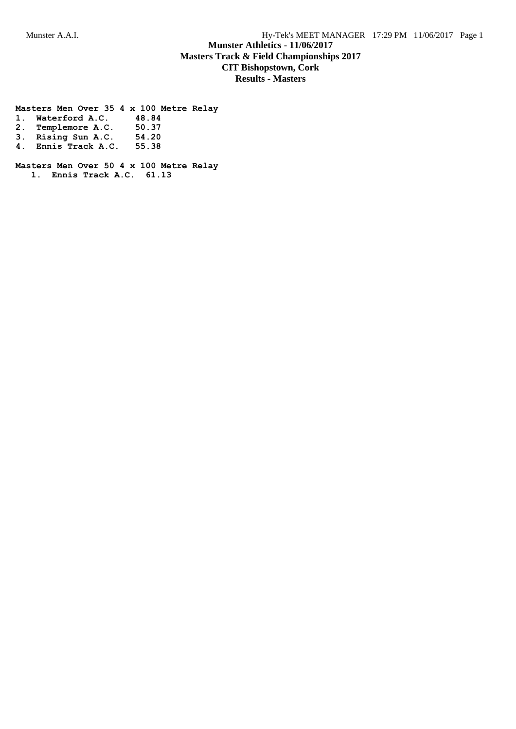**Munster Athletics - 11/06/2017**
**Masters Track & Field Championships 2017**
**CIT Bishopstown, Cork**
**Results - Masters**

**Masters Men Over 35 4 x 100 Metre Relay**

1. Waterford A.C. 48.84
2. Templemore A.C. 50.37
3. Rising Sun A.C. 54.20
4. Ennis Track A.C. 55.38

**Masters Men Over 50 4 x 100 Metre Relay**

1. Ennis Track A.C. 61.13